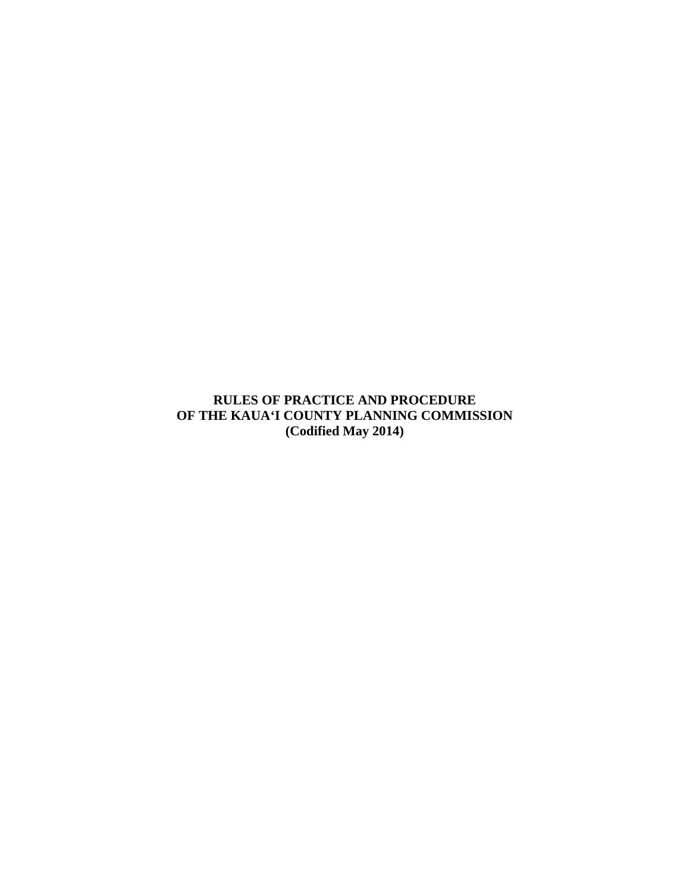# RULES OF PRACTICE AND PROCEDURE OF THE KAUAʻI COUNTY PLANNING COMMISSION (Codified May 2014)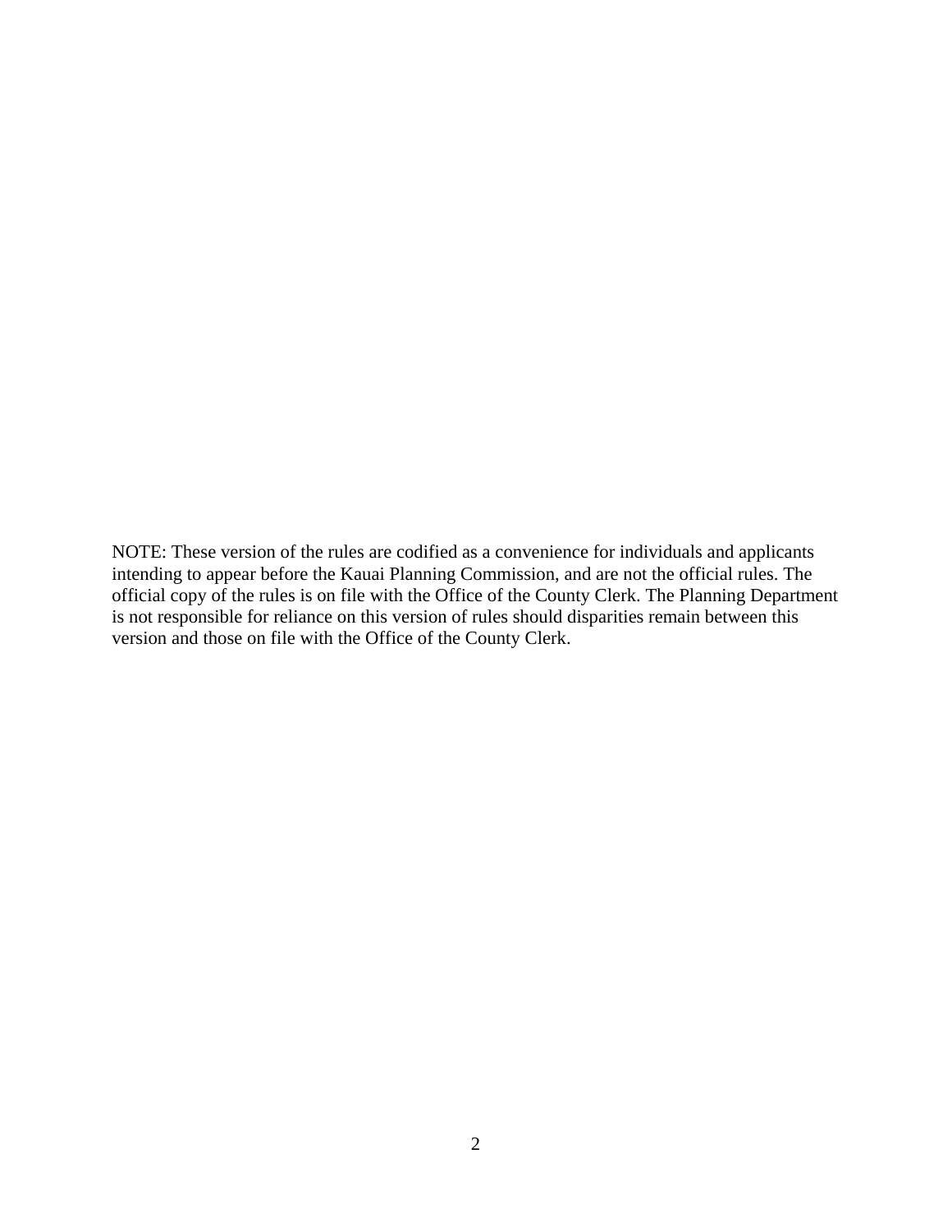NOTE: These version of the rules are codified as a convenience for individuals and applicants intending to appear before the Kauai Planning Commission, and are not the official rules. The official copy of the rules is on file with the Office of the County Clerk. The Planning Department is not responsible for reliance on this version of rules should disparities remain between this version and those on file with the Office of the County Clerk.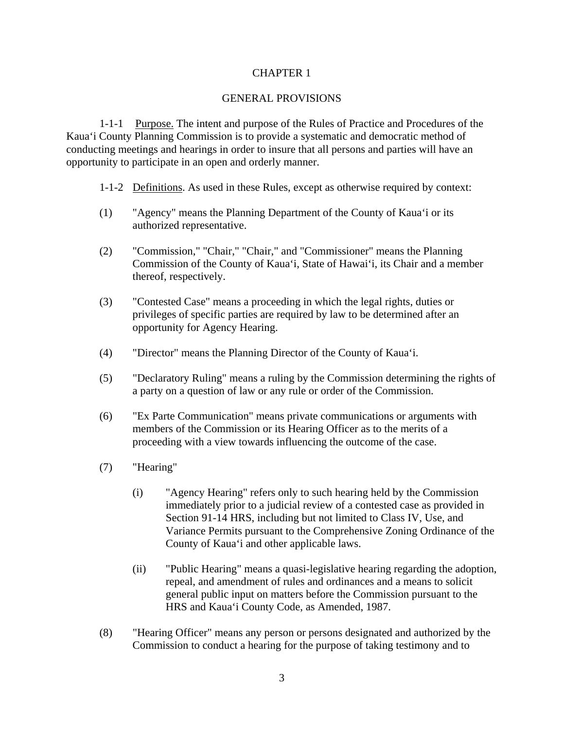# CHAPTER 1

## GENERAL PROVISIONS

1-1-1 Purpose. The intent and purpose of the Rules of Practice and Procedures of the Kauaʻi County Planning Commission is to provide a systematic and democratic method of conducting meetings and hearings in order to insure that all persons and parties will have an opportunity to participate in an open and orderly manner.

1-1-2 Definitions. As used in these Rules, except as otherwise required by context:

(1) "Agency" means the Planning Department of the County of Kauaʻi or its authorized representative.

(2) "Commission," "Chair," "Chair," and "Commissioner" means the Planning Commission of the County of Kauaʻi, State of Hawaiʻi, its Chair and a member thereof, respectively.

(3) "Contested Case" means a proceeding in which the legal rights, duties or privileges of specific parties are required by law to be determined after an opportunity for Agency Hearing.

(4) "Director" means the Planning Director of the County of Kauaʻi.

(5) "Declaratory Ruling" means a ruling by the Commission determining the rights of a party on a question of law or any rule or order of the Commission.

(6) "Ex Parte Communication" means private communications or arguments with members of the Commission or its Hearing Officer as to the merits of a proceeding with a view towards influencing the outcome of the case.

(7) "Hearing"

(i) "Agency Hearing" refers only to such hearing held by the Commission immediately prior to a judicial review of a contested case as provided in Section 91-14 HRS, including but not limited to Class IV, Use, and Variance Permits pursuant to the Comprehensive Zoning Ordinance of the County of Kauaʻi and other applicable laws.

(ii) "Public Hearing" means a quasi-legislative hearing regarding the adoption, repeal, and amendment of rules and ordinances and a means to solicit general public input on matters before the Commission pursuant to the HRS and Kauaʻi County Code, as Amended, 1987.

(8) "Hearing Officer" means any person or persons designated and authorized by the Commission to conduct a hearing for the purpose of taking testimony and to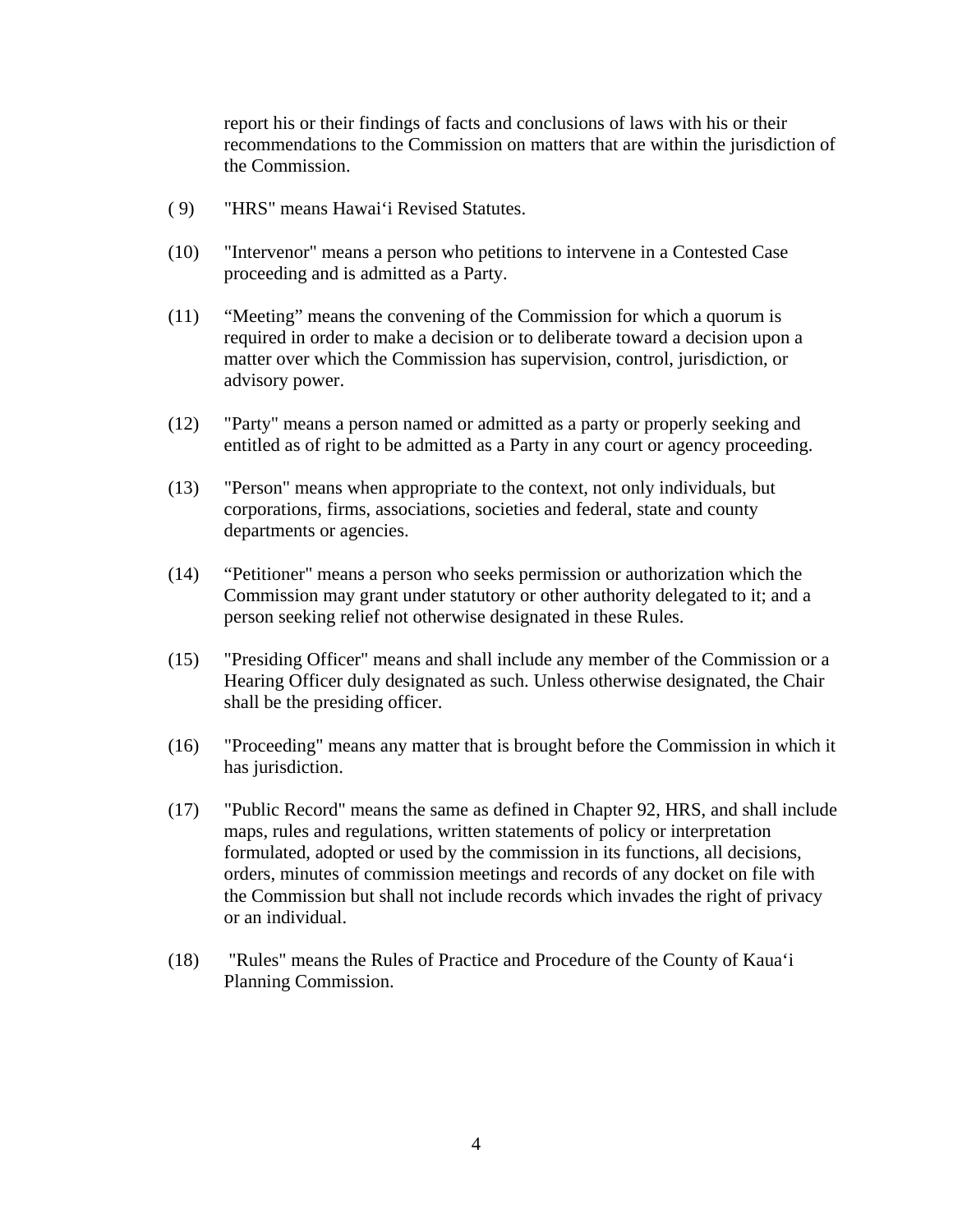report his or their findings of facts and conclusions of laws with his or their recommendations to the Commission on matters that are within the jurisdiction of the Commission.

( 9) "HRS" means Hawai'i Revised Statutes.

(10) "Intervenor" means a person who petitions to intervene in a Contested Case proceeding and is admitted as a Party.

(11) "Meeting" means the convening of the Commission for which a quorum is required in order to make a decision or to deliberate toward a decision upon a matter over which the Commission has supervision, control, jurisdiction, or advisory power.

(12) "Party" means a person named or admitted as a party or properly seeking and entitled as of right to be admitted as a Party in any court or agency proceeding.

(13) "Person" means when appropriate to the context, not only individuals, but corporations, firms, associations, societies and federal, state and county departments or agencies.

(14) "Petitioner" means a person who seeks permission or authorization which the Commission may grant under statutory or other authority delegated to it; and a person seeking relief not otherwise designated in these Rules.

(15) "Presiding Officer" means and shall include any member of the Commission or a Hearing Officer duly designated as such. Unless otherwise designated, the Chair shall be the presiding officer.

(16) "Proceeding" means any matter that is brought before the Commission in which it has jurisdiction.

(17) "Public Record" means the same as defined in Chapter 92, HRS, and shall include maps, rules and regulations, written statements of policy or interpretation formulated, adopted or used by the commission in its functions, all decisions, orders, minutes of commission meetings and records of any docket on file with the Commission but shall not include records which invades the right of privacy or an individual.

(18) "Rules" means the Rules of Practice and Procedure of the County of Kaua'i Planning Commission.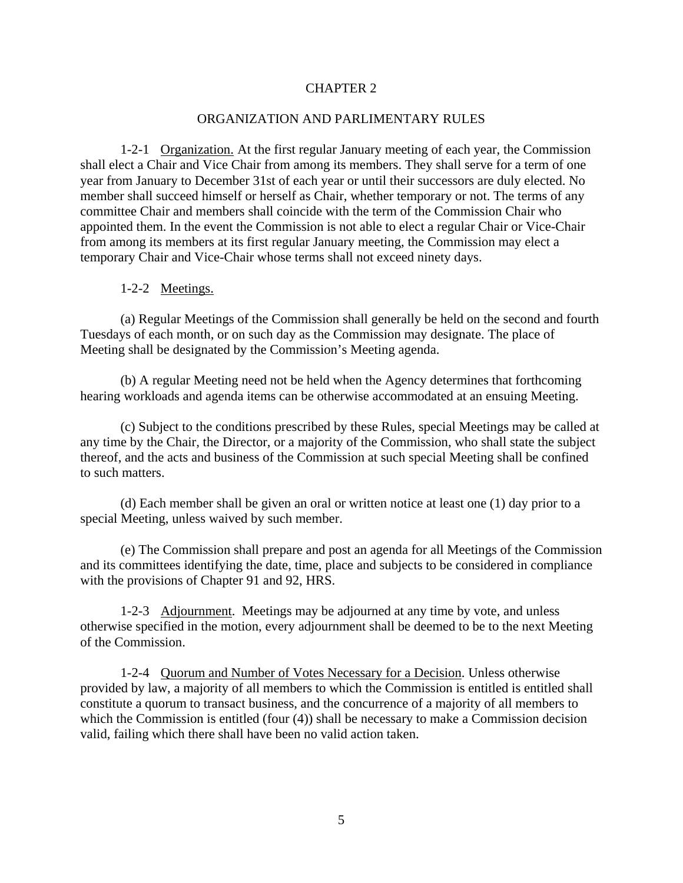# CHAPTER 2

## ORGANIZATION AND PARLIMENTARY RULES

1-2-1 Organization. At the first regular January meeting of each year, the Commission shall elect a Chair and Vice Chair from among its members. They shall serve for a term of one year from January to December 31st of each year or until their successors are duly elected. No member shall succeed himself or herself as Chair, whether temporary or not. The terms of any committee Chair and members shall coincide with the term of the Commission Chair who appointed them. In the event the Commission is not able to elect a regular Chair or Vice-Chair from among its members at its first regular January meeting, the Commission may elect a temporary Chair and Vice-Chair whose terms shall not exceed ninety days.

1-2-2 Meetings.

(a) Regular Meetings of the Commission shall generally be held on the second and fourth Tuesdays of each month, or on such day as the Commission may designate. The place of Meeting shall be designated by the Commission's Meeting agenda.

(b) A regular Meeting need not be held when the Agency determines that forthcoming hearing workloads and agenda items can be otherwise accommodated at an ensuing Meeting.

(c) Subject to the conditions prescribed by these Rules, special Meetings may be called at any time by the Chair, the Director, or a majority of the Commission, who shall state the subject thereof, and the acts and business of the Commission at such special Meeting shall be confined to such matters.

(d) Each member shall be given an oral or written notice at least one (1) day prior to a special Meeting, unless waived by such member.

(e) The Commission shall prepare and post an agenda for all Meetings of the Commission and its committees identifying the date, time, place and subjects to be considered in compliance with the provisions of Chapter 91 and 92, HRS.

1-2-3 Adjournment. Meetings may be adjourned at any time by vote, and unless otherwise specified in the motion, every adjournment shall be deemed to be to the next Meeting of the Commission.

1-2-4 Quorum and Number of Votes Necessary for a Decision. Unless otherwise provided by law, a majority of all members to which the Commission is entitled is entitled shall constitute a quorum to transact business, and the concurrence of a majority of all members to which the Commission is entitled (four (4)) shall be necessary to make a Commission decision valid, failing which there shall have been no valid action taken.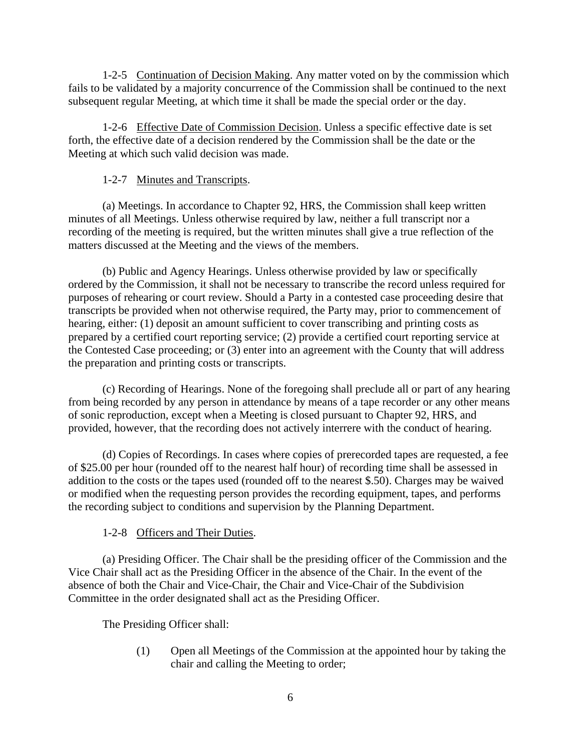1-2-5 Continuation of Decision Making. Any matter voted on by the commission which fails to be validated by a majority concurrence of the Commission shall be continued to the next subsequent regular Meeting, at which time it shall be made the special order or the day.

1-2-6 Effective Date of Commission Decision. Unless a specific effective date is set forth, the effective date of a decision rendered by the Commission shall be the date or the Meeting at which such valid decision was made.

1-2-7 Minutes and Transcripts.

(a) Meetings. In accordance to Chapter 92, HRS, the Commission shall keep written minutes of all Meetings. Unless otherwise required by law, neither a full transcript nor a recording of the meeting is required, but the written minutes shall give a true reflection of the matters discussed at the Meeting and the views of the members.

(b) Public and Agency Hearings. Unless otherwise provided by law or specifically ordered by the Commission, it shall not be necessary to transcribe the record unless required for purposes of rehearing or court review. Should a Party in a contested case proceeding desire that transcripts be provided when not otherwise required, the Party may, prior to commencement of hearing, either: (1) deposit an amount sufficient to cover transcribing and printing costs as prepared by a certified court reporting service; (2) provide a certified court reporting service at the Contested Case proceeding; or (3) enter into an agreement with the County that will address the preparation and printing costs or transcripts.

(c) Recording of Hearings. None of the foregoing shall preclude all or part of any hearing from being recorded by any person in attendance by means of a tape recorder or any other means of sonic reproduction, except when a Meeting is closed pursuant to Chapter 92, HRS, and provided, however, that the recording does not actively interrere with the conduct of hearing.

(d) Copies of Recordings. In cases where copies of prerecorded tapes are requested, a fee of $25.00 per hour (rounded off to the nearest half hour) of recording time shall be assessed in addition to the costs or the tapes used (rounded off to the nearest $.50). Charges may be waived or modified when the requesting person provides the recording equipment, tapes, and performs the recording subject to conditions and supervision by the Planning Department.

1-2-8 Officers and Their Duties.

(a) Presiding Officer. The Chair shall be the presiding officer of the Commission and the Vice Chair shall act as the Presiding Officer in the absence of the Chair. In the event of the absence of both the Chair and Vice-Chair, the Chair and Vice-Chair of the Subdivision Committee in the order designated shall act as the Presiding Officer.

The Presiding Officer shall:

(1) Open all Meetings of the Commission at the appointed hour by taking the chair and calling the Meeting to order;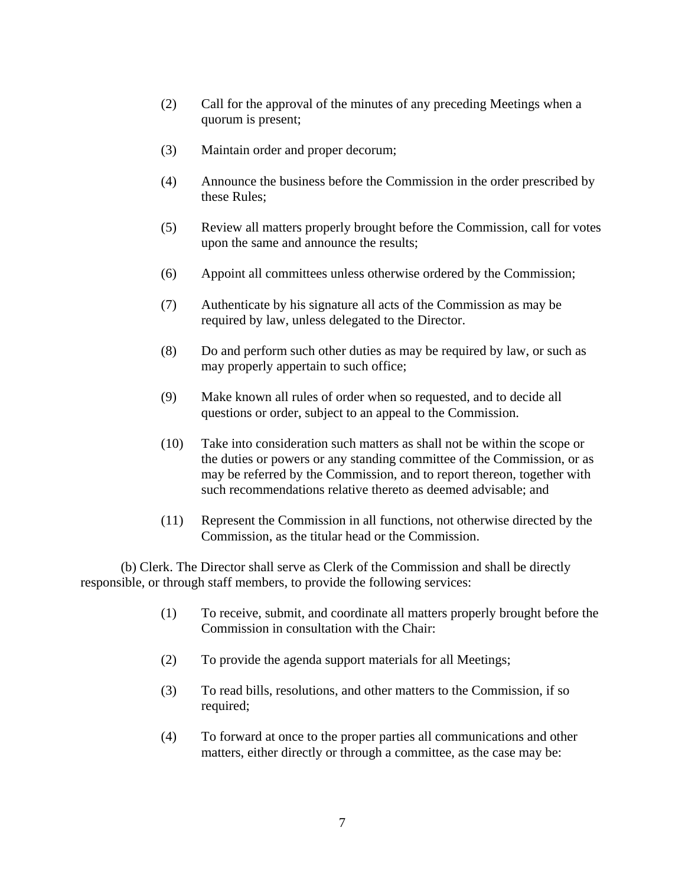(2) Call for the approval of the minutes of any preceding Meetings when a quorum is present;

(3) Maintain order and proper decorum;

(4) Announce the business before the Commission in the order prescribed by these Rules;

(5) Review all matters properly brought before the Commission, call for votes upon the same and announce the results;

(6) Appoint all committees unless otherwise ordered by the Commission;

(7) Authenticate by his signature all acts of the Commission as may be required by law, unless delegated to the Director.

(8) Do and perform such other duties as may be required by law, or such as may properly appertain to such office;

(9) Make known all rules of order when so requested, and to decide all questions or order, subject to an appeal to the Commission.

(10) Take into consideration such matters as shall not be within the scope or the duties or powers or any standing committee of the Commission, or as may be referred by the Commission, and to report thereon, together with such recommendations relative thereto as deemed advisable; and

(11) Represent the Commission in all functions, not otherwise directed by the Commission, as the titular head or the Commission.

(b) Clerk. The Director shall serve as Clerk of the Commission and shall be directly responsible, or through staff members, to provide the following services:

(1) To receive, submit, and coordinate all matters properly brought before the Commission in consultation with the Chair:

(2) To provide the agenda support materials for all Meetings;

(3) To read bills, resolutions, and other matters to the Commission, if so required;

(4) To forward at once to the proper parties all communications and other matters, either directly or through a committee, as the case may be: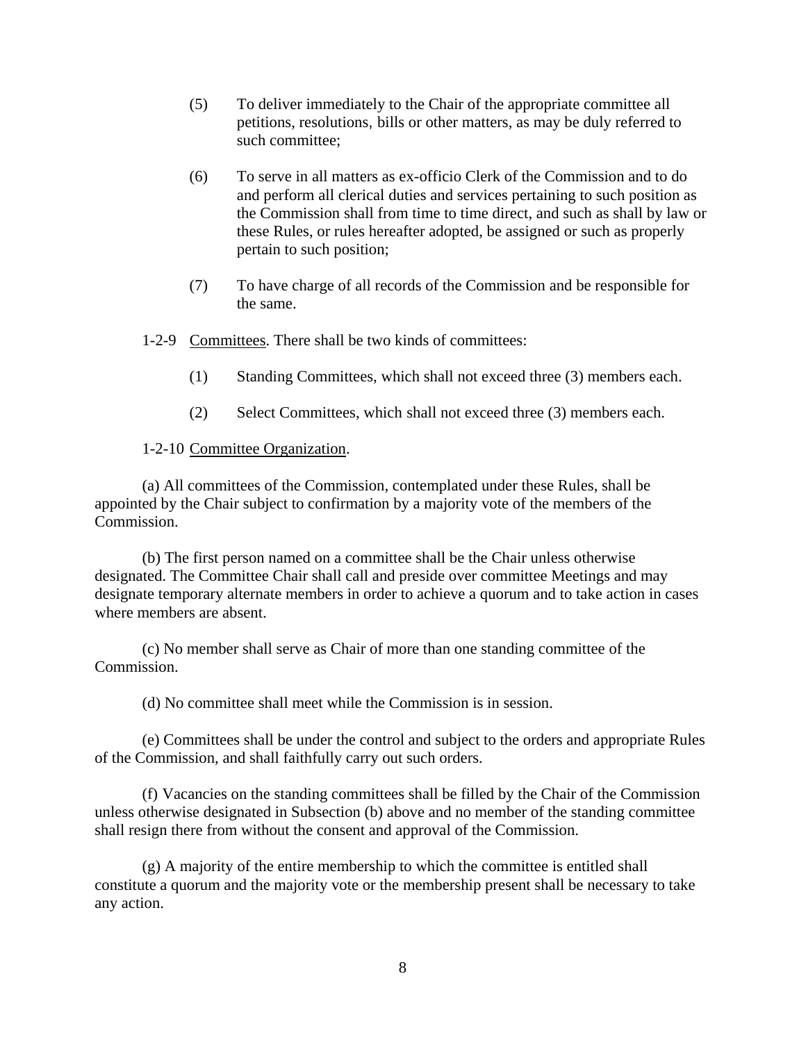(5) To deliver immediately to the Chair of the appropriate committee all petitions, resolutions, bills or other matters, as may be duly referred to such committee;

(6) To serve in all matters as ex-officio Clerk of the Commission and to do and perform all clerical duties and services pertaining to such position as the Commission shall from time to time direct, and such as shall by law or these Rules, or rules hereafter adopted, be assigned or such as properly pertain to such position;

(7) To have charge of all records of the Commission and be responsible for the same.

1-2-9 Committees. There shall be two kinds of committees:

(1) Standing Committees, which shall not exceed three (3) members each.

(2) Select Committees, which shall not exceed three (3) members each.

1-2-10 Committee Organization.

(a) All committees of the Commission, contemplated under these Rules, shall be appointed by the Chair subject to confirmation by a majority vote of the members of the Commission.

(b) The first person named on a committee shall be the Chair unless otherwise designated. The Committee Chair shall call and preside over committee Meetings and may designate temporary alternate members in order to achieve a quorum and to take action in cases where members are absent.

(c) No member shall serve as Chair of more than one standing committee of the Commission.

(d) No committee shall meet while the Commission is in session.

(e) Committees shall be under the control and subject to the orders and appropriate Rules of the Commission, and shall faithfully carry out such orders.

(f) Vacancies on the standing committees shall be filled by the Chair of the Commission unless otherwise designated in Subsection (b) above and no member of the standing committee shall resign there from without the consent and approval of the Commission.

(g) A majority of the entire membership to which the committee is entitled shall constitute a quorum and the majority vote or the membership present shall be necessary to take any action.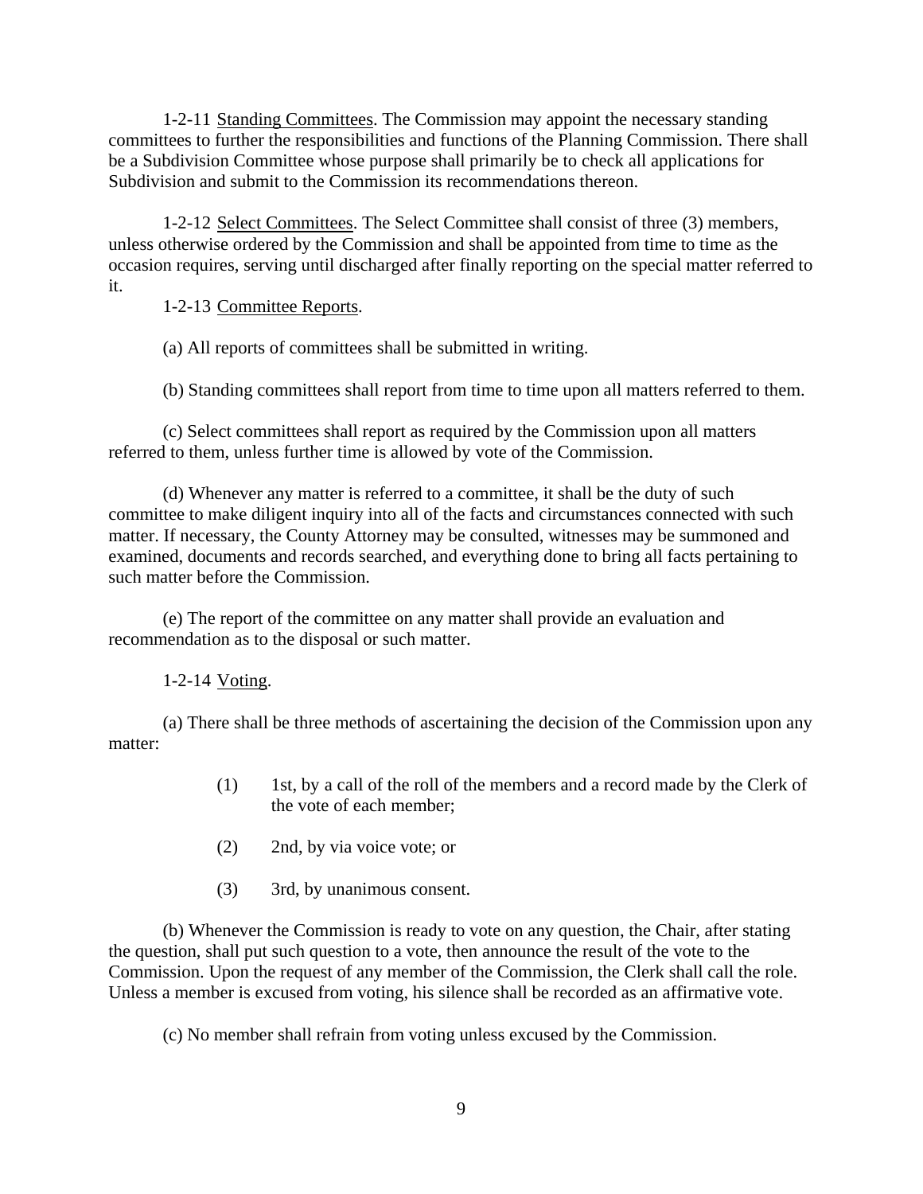1-2-11 Standing Committees. The Commission may appoint the necessary standing committees to further the responsibilities and functions of the Planning Commission. There shall be a Subdivision Committee whose purpose shall primarily be to check all applications for Subdivision and submit to the Commission its recommendations thereon.

1-2-12 Select Committees. The Select Committee shall consist of three (3) members, unless otherwise ordered by the Commission and shall be appointed from time to time as the occasion requires, serving until discharged after finally reporting on the special matter referred to it.

1-2-13 Committee Reports.

(a) All reports of committees shall be submitted in writing.

(b) Standing committees shall report from time to time upon all matters referred to them.

(c) Select committees shall report as required by the Commission upon all matters referred to them, unless further time is allowed by vote of the Commission.

(d) Whenever any matter is referred to a committee, it shall be the duty of such committee to make diligent inquiry into all of the facts and circumstances connected with such matter. If necessary, the County Attorney may be consulted, witnesses may be summoned and examined, documents and records searched, and everything done to bring all facts pertaining to such matter before the Commission.

(e) The report of the committee on any matter shall provide an evaluation and recommendation as to the disposal or such matter.

1-2-14 Voting.

(a) There shall be three methods of ascertaining the decision of the Commission upon any matter:

(1) 1st, by a call of the roll of the members and a record made by the Clerk of the vote of each member;

(2) 2nd, by via voice vote; or

(3) 3rd, by unanimous consent.

(b) Whenever the Commission is ready to vote on any question, the Chair, after stating the question, shall put such question to a vote, then announce the result of the vote to the Commission. Upon the request of any member of the Commission, the Clerk shall call the role. Unless a member is excused from voting, his silence shall be recorded as an affirmative vote.

(c) No member shall refrain from voting unless excused by the Commission.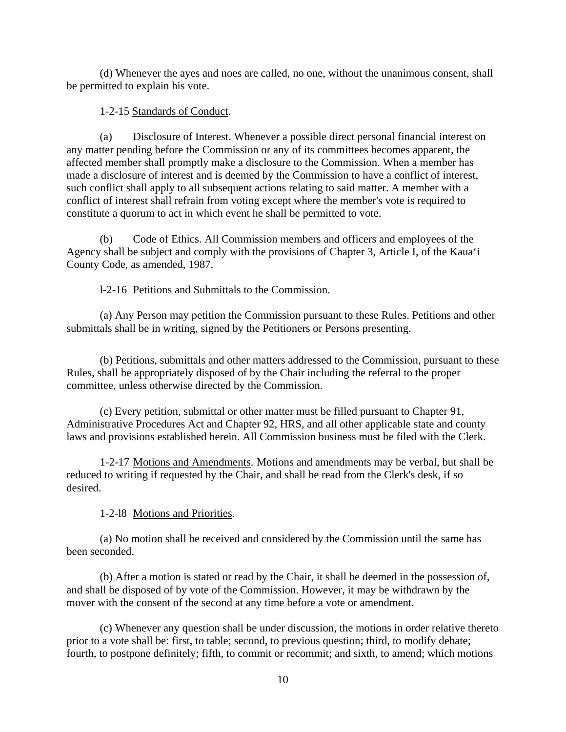(d) Whenever the ayes and noes are called, no one, without the unanimous consent, shall be permitted to explain his vote.

1-2-15 Standards of Conduct.

(a) Disclosure of Interest. Whenever a possible direct personal financial interest on any matter pending before the Commission or any of its committees becomes apparent, the affected member shall promptly make a disclosure to the Commission. When a member has made a disclosure of interest and is deemed by the Commission to have a conflict of interest, such conflict shall apply to all subsequent actions relating to said matter. A member with a conflict of interest shall refrain from voting except where the member's vote is required to constitute a quorum to act in which event he shall be permitted to vote.

(b) Code of Ethics. All Commission members and officers and employees of the Agency shall be subject and comply with the provisions of Chapter 3, Article I, of the Kauaʻi County Code, as amended, 1987.

l-2-16 Petitions and Submittals to the Commission.

(a) Any Person may petition the Commission pursuant to these Rules. Petitions and other submittals shall be in writing, signed by the Petitioners or Persons presenting.

(b) Petitions, submittals and other matters addressed to the Commission, pursuant to these Rules, shall be appropriately disposed of by the Chair including the referral to the proper committee, unless otherwise directed by the Commission.

(c) Every petition, submittal or other matter must be filled pursuant to Chapter 91, Administrative Procedures Act and Chapter 92, HRS, and all other applicable state and county laws and provisions established herein. All Commission business must be filed with the Clerk.

1-2-17 Motions and Amendments. Motions and amendments may be verbal, but shall be reduced to writing if requested by the Chair, and shall be read from the Clerk's desk, if so desired.

1-2-l8 Motions and Priorities.

(a) No motion shall be received and considered by the Commission until the same has been seconded.

(b) After a motion is stated or read by the Chair, it shall be deemed in the possession of, and shall be disposed of by vote of the Commission. However, it may be withdrawn by the mover with the consent of the second at any time before a vote or amendment.

(c) Whenever any question shall be under discussion, the motions in order relative thereto prior to a vote shall be: first, to table; second, to previous question; third, to modify debate; fourth, to postpone definitely; fifth, to commit or recommit; and sixth, to amend; which motions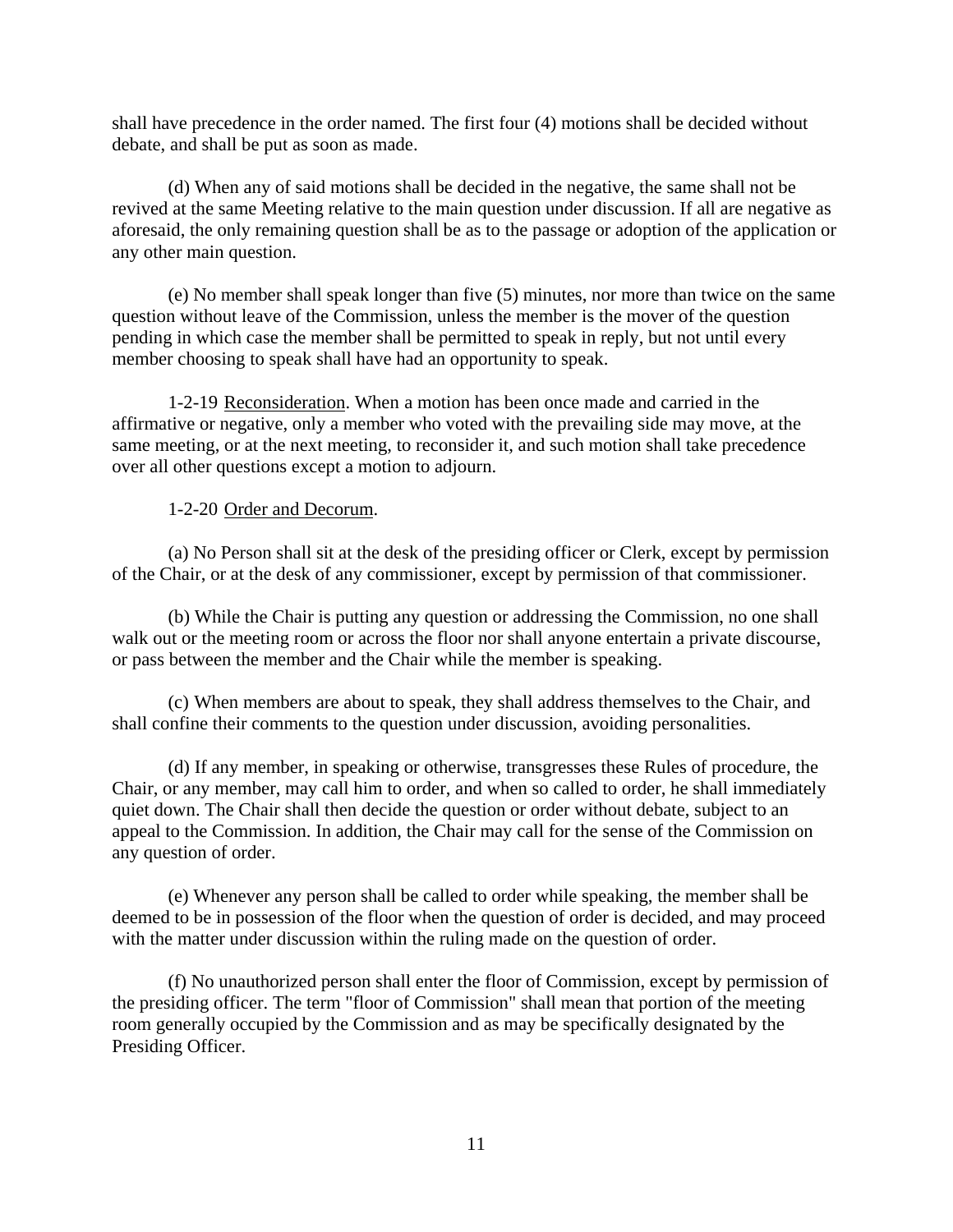shall have precedence in the order named. The first four (4) motions shall be decided without debate, and shall be put as soon as made.

(d) When any of said motions shall be decided in the negative, the same shall not be revived at the same Meeting relative to the main question under discussion. If all are negative as aforesaid, the only remaining question shall be as to the passage or adoption of the application or any other main question.

(e) No member shall speak longer than five (5) minutes, nor more than twice on the same question without leave of the Commission, unless the member is the mover of the question pending in which case the member shall be permitted to speak in reply, but not until every member choosing to speak shall have had an opportunity to speak.

1-2-19 Reconsideration. When a motion has been once made and carried in the affirmative or negative, only a member who voted with the prevailing side may move, at the same meeting, or at the next meeting, to reconsider it, and such motion shall take precedence over all other questions except a motion to adjourn.

1-2-20 Order and Decorum.

(a) No Person shall sit at the desk of the presiding officer or Clerk, except by permission of the Chair, or at the desk of any commissioner, except by permission of that commissioner.

(b) While the Chair is putting any question or addressing the Commission, no one shall walk out or the meeting room or across the floor nor shall anyone entertain a private discourse, or pass between the member and the Chair while the member is speaking.

(c) When members are about to speak, they shall address themselves to the Chair, and shall confine their comments to the question under discussion, avoiding personalities.

(d) If any member, in speaking or otherwise, transgresses these Rules of procedure, the Chair, or any member, may call him to order, and when so called to order, he shall immediately quiet down. The Chair shall then decide the question or order without debate, subject to an appeal to the Commission. In addition, the Chair may call for the sense of the Commission on any question of order.

(e) Whenever any person shall be called to order while speaking, the member shall be deemed to be in possession of the floor when the question of order is decided, and may proceed with the matter under discussion within the ruling made on the question of order.

(f) No unauthorized person shall enter the floor of Commission, except by permission of the presiding officer. The term "floor of Commission" shall mean that portion of the meeting room generally occupied by the Commission and as may be specifically designated by the Presiding Officer.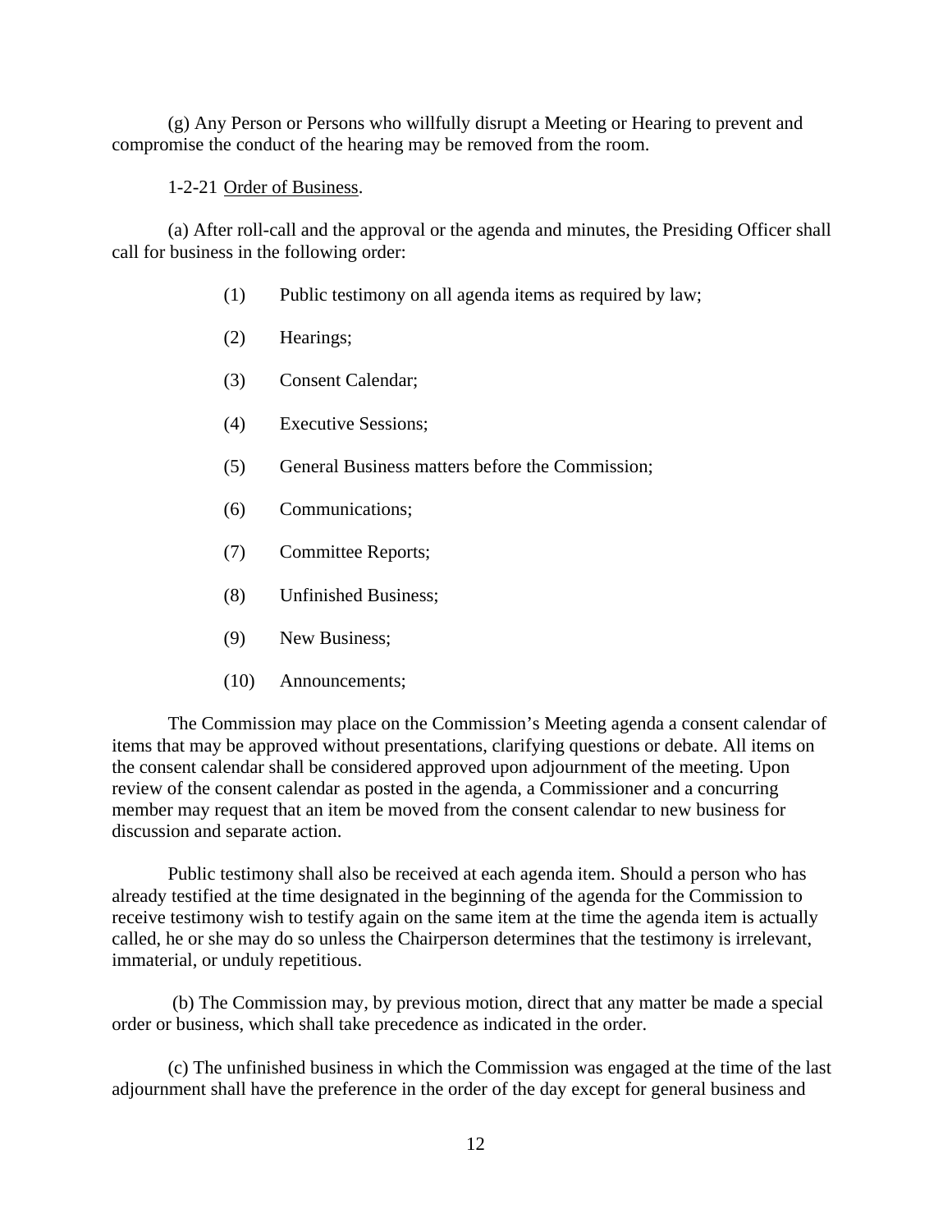(g) Any Person or Persons who willfully disrupt a Meeting or Hearing to prevent and compromise the conduct of the hearing may be removed from the room.

1-2-21 Order of Business.

(a) After roll-call and the approval or the agenda and minutes, the Presiding Officer shall call for business in the following order:

(1) Public testimony on all agenda items as required by law;

(2) Hearings;

(3) Consent Calendar;

(4) Executive Sessions;

(5) General Business matters before the Commission;

(6) Communications;

(7) Committee Reports;

(8) Unfinished Business;

(9) New Business;

(10) Announcements;

The Commission may place on the Commission's Meeting agenda a consent calendar of items that may be approved without presentations, clarifying questions or debate. All items on the consent calendar shall be considered approved upon adjournment of the meeting. Upon review of the consent calendar as posted in the agenda, a Commissioner and a concurring member may request that an item be moved from the consent calendar to new business for discussion and separate action.

Public testimony shall also be received at each agenda item. Should a person who has already testified at the time designated in the beginning of the agenda for the Commission to receive testimony wish to testify again on the same item at the time the agenda item is actually called, he or she may do so unless the Chairperson determines that the testimony is irrelevant, immaterial, or unduly repetitious.

(b) The Commission may, by previous motion, direct that any matter be made a special order or business, which shall take precedence as indicated in the order.

(c) The unfinished business in which the Commission was engaged at the time of the last adjournment shall have the preference in the order of the day except for general business and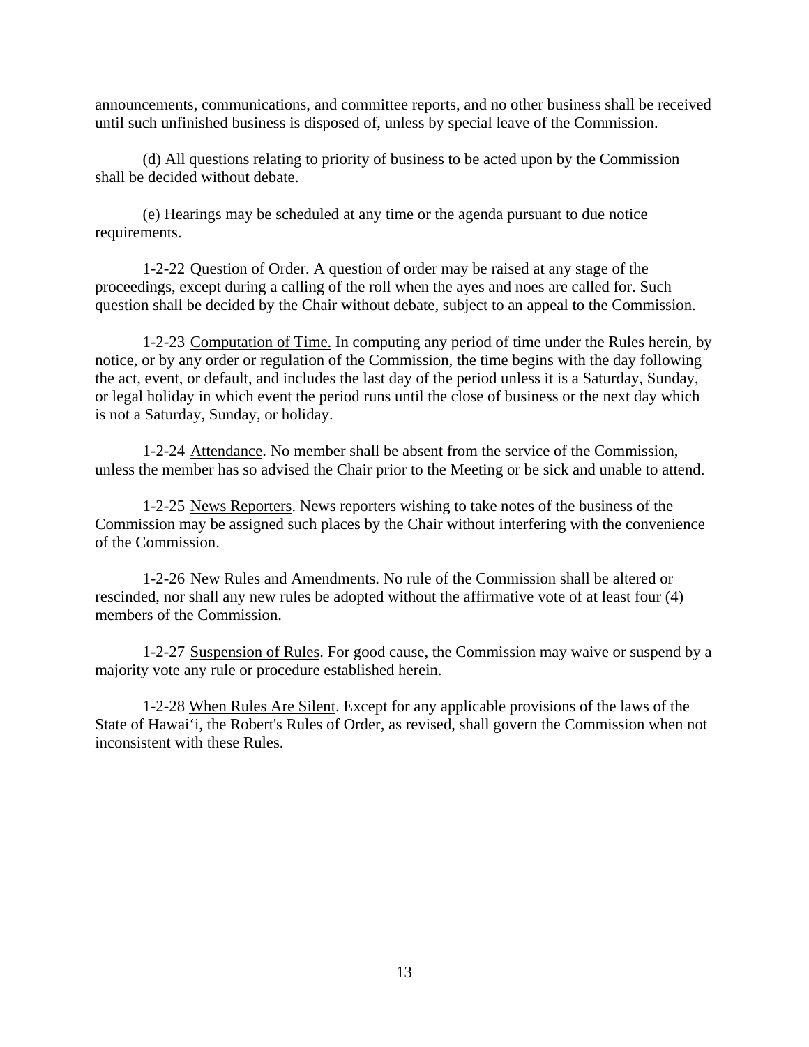announcements, communications, and committee reports, and no other business shall be received until such unfinished business is disposed of, unless by special leave of the Commission.

(d) All questions relating to priority of business to be acted upon by the Commission shall be decided without debate.

(e) Hearings may be scheduled at any time or the agenda pursuant to due notice requirements.

1-2-22 Question of Order. A question of order may be raised at any stage of the proceedings, except during a calling of the roll when the ayes and noes are called for. Such question shall be decided by the Chair without debate, subject to an appeal to the Commission.

1-2-23 Computation of Time. In computing any period of time under the Rules herein, by notice, or by any order or regulation of the Commission, the time begins with the day following the act, event, or default, and includes the last day of the period unless it is a Saturday, Sunday, or legal holiday in which event the period runs until the close of business or the next day which is not a Saturday, Sunday, or holiday.

1-2-24 Attendance. No member shall be absent from the service of the Commission, unless the member has so advised the Chair prior to the Meeting or be sick and unable to attend.

1-2-25 News Reporters. News reporters wishing to take notes of the business of the Commission may be assigned such places by the Chair without interfering with the convenience of the Commission.

1-2-26 New Rules and Amendments. No rule of the Commission shall be altered or rescinded, nor shall any new rules be adopted without the affirmative vote of at least four (4) members of the Commission.

1-2-27 Suspension of Rules. For good cause, the Commission may waive or suspend by a majority vote any rule or procedure established herein.

1-2-28 When Rules Are Silent. Except for any applicable provisions of the laws of the State of Hawaiʻi, the Robert's Rules of Order, as revised, shall govern the Commission when not inconsistent with these Rules.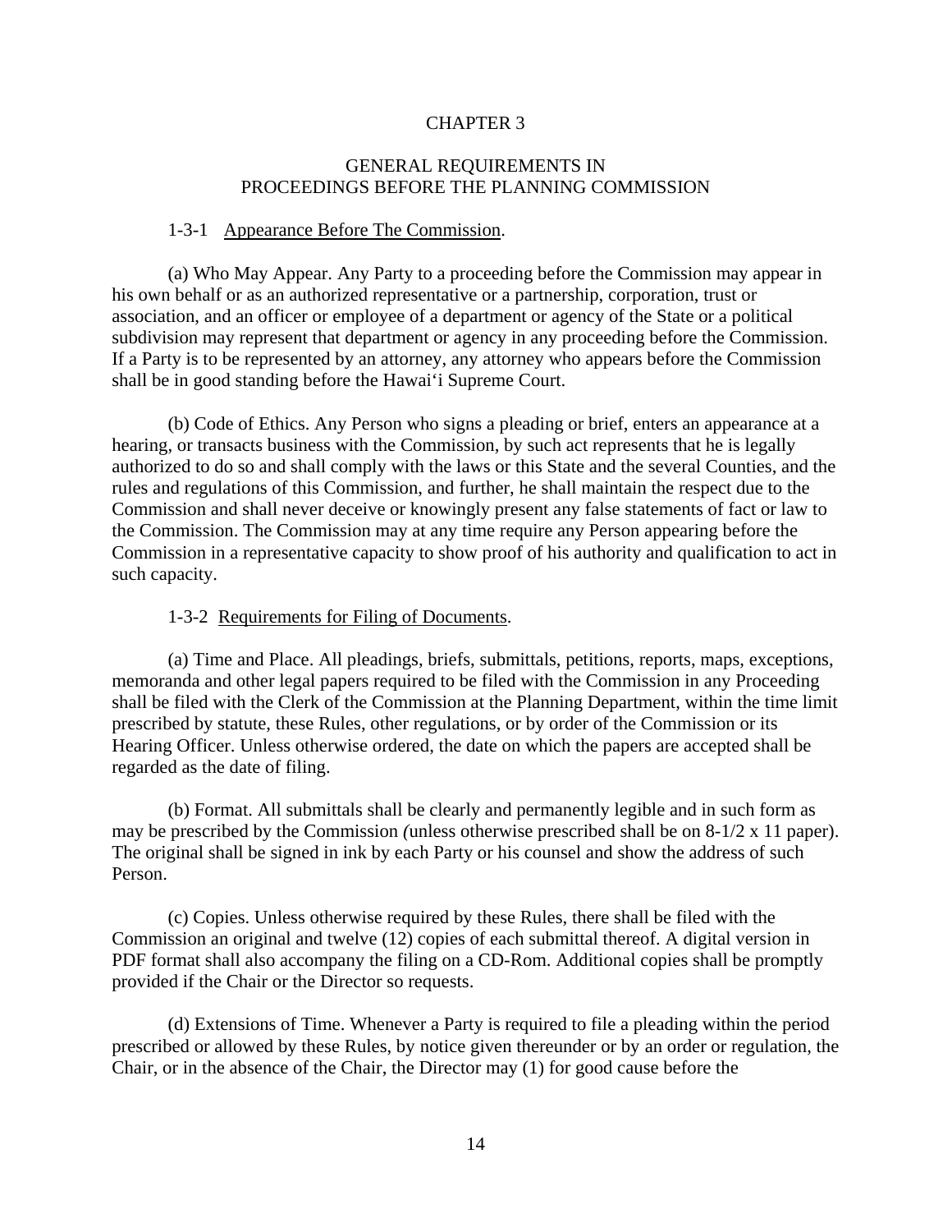# CHAPTER 3

## GENERAL REQUIREMENTS IN PROCEEDINGS BEFORE THE PLANNING COMMISSION

1-3-1 Appearance Before The Commission.

(a) Who May Appear. Any Party to a proceeding before the Commission may appear in his own behalf or as an authorized representative or a partnership, corporation, trust or association, and an officer or employee of a department or agency of the State or a political subdivision may represent that department or agency in any proceeding before the Commission. If a Party is to be represented by an attorney, any attorney who appears before the Commission shall be in good standing before the Hawai'i Supreme Court.

(b) Code of Ethics. Any Person who signs a pleading or brief, enters an appearance at a hearing, or transacts business with the Commission, by such act represents that he is legally authorized to do so and shall comply with the laws or this State and the several Counties, and the rules and regulations of this Commission, and further, he shall maintain the respect due to the Commission and shall never deceive or knowingly present any false statements of fact or law to the Commission. The Commission may at any time require any Person appearing before the Commission in a representative capacity to show proof of his authority and qualification to act in such capacity.

1-3-2 Requirements for Filing of Documents.

(a) Time and Place. All pleadings, briefs, submittals, petitions, reports, maps, exceptions, memoranda and other legal papers required to be filed with the Commission in any Proceeding shall be filed with the Clerk of the Commission at the Planning Department, within the time limit prescribed by statute, these Rules, other regulations, or by order of the Commission or its Hearing Officer. Unless otherwise ordered, the date on which the papers are accepted shall be regarded as the date of filing.

(b) Format. All submittals shall be clearly and permanently legible and in such form as may be prescribed by the Commission (unless otherwise prescribed shall be on 8-1/2 x 11 paper). The original shall be signed in ink by each Party or his counsel and show the address of such Person.

(c) Copies. Unless otherwise required by these Rules, there shall be filed with the Commission an original and twelve (12) copies of each submittal thereof. A digital version in PDF format shall also accompany the filing on a CD-Rom. Additional copies shall be promptly provided if the Chair or the Director so requests.

(d) Extensions of Time. Whenever a Party is required to file a pleading within the period prescribed or allowed by these Rules, by notice given thereunder or by an order or regulation, the Chair, or in the absence of the Chair, the Director may (1) for good cause before the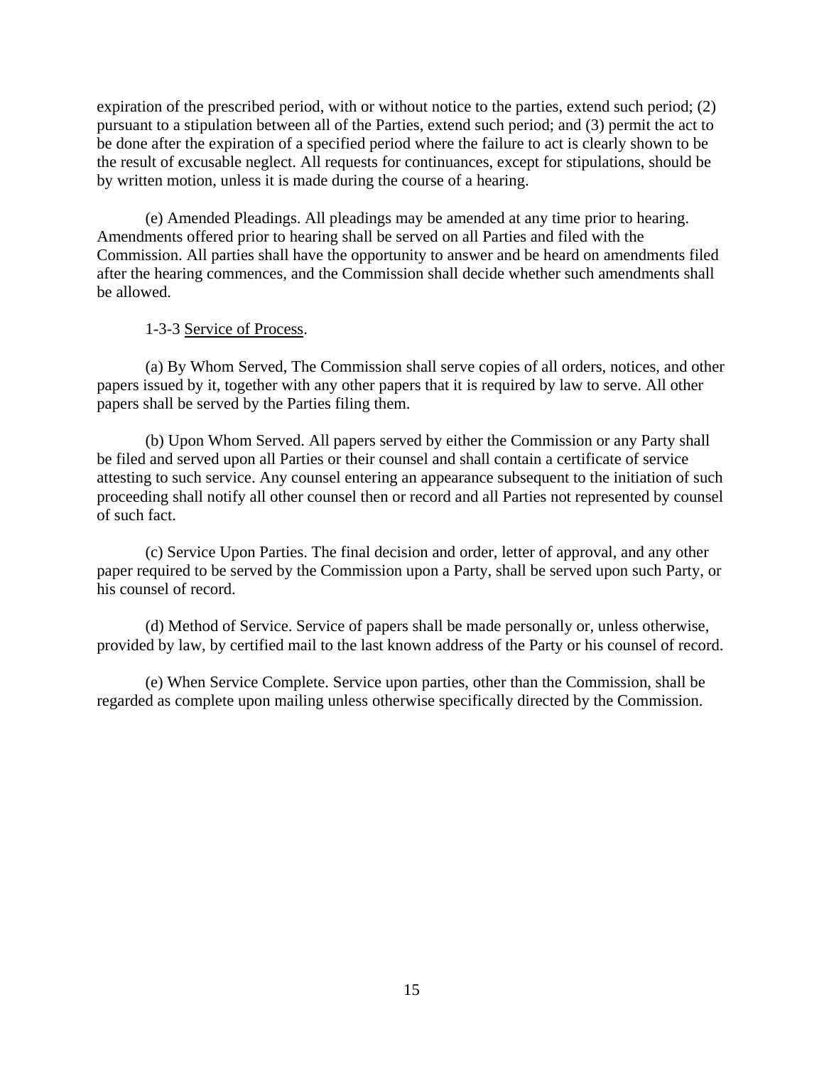expiration of the prescribed period, with or without notice to the parties, extend such period; (2) pursuant to a stipulation between all of the Parties, extend such period; and (3) permit the act to be done after the expiration of a specified period where the failure to act is clearly shown to be the result of excusable neglect. All requests for continuances, except for stipulations, should be by written motion, unless it is made during the course of a hearing.

(e) Amended Pleadings. All pleadings may be amended at any time prior to hearing. Amendments offered prior to hearing shall be served on all Parties and filed with the Commission. All parties shall have the opportunity to answer and be heard on amendments filed after the hearing commences, and the Commission shall decide whether such amendments shall be allowed.

1-3-3 Service of Process.

(a) By Whom Served, The Commission shall serve copies of all orders, notices, and other papers issued by it, together with any other papers that it is required by law to serve. All other papers shall be served by the Parties filing them.

(b) Upon Whom Served. All papers served by either the Commission or any Party shall be filed and served upon all Parties or their counsel and shall contain a certificate of service attesting to such service. Any counsel entering an appearance subsequent to the initiation of such proceeding shall notify all other counsel then or record and all Parties not represented by counsel of such fact.

(c) Service Upon Parties. The final decision and order, letter of approval, and any other paper required to be served by the Commission upon a Party, shall be served upon such Party, or his counsel of record.

(d) Method of Service. Service of papers shall be made personally or, unless otherwise, provided by law, by certified mail to the last known address of the Party or his counsel of record.

(e) When Service Complete. Service upon parties, other than the Commission, shall be regarded as complete upon mailing unless otherwise specifically directed by the Commission.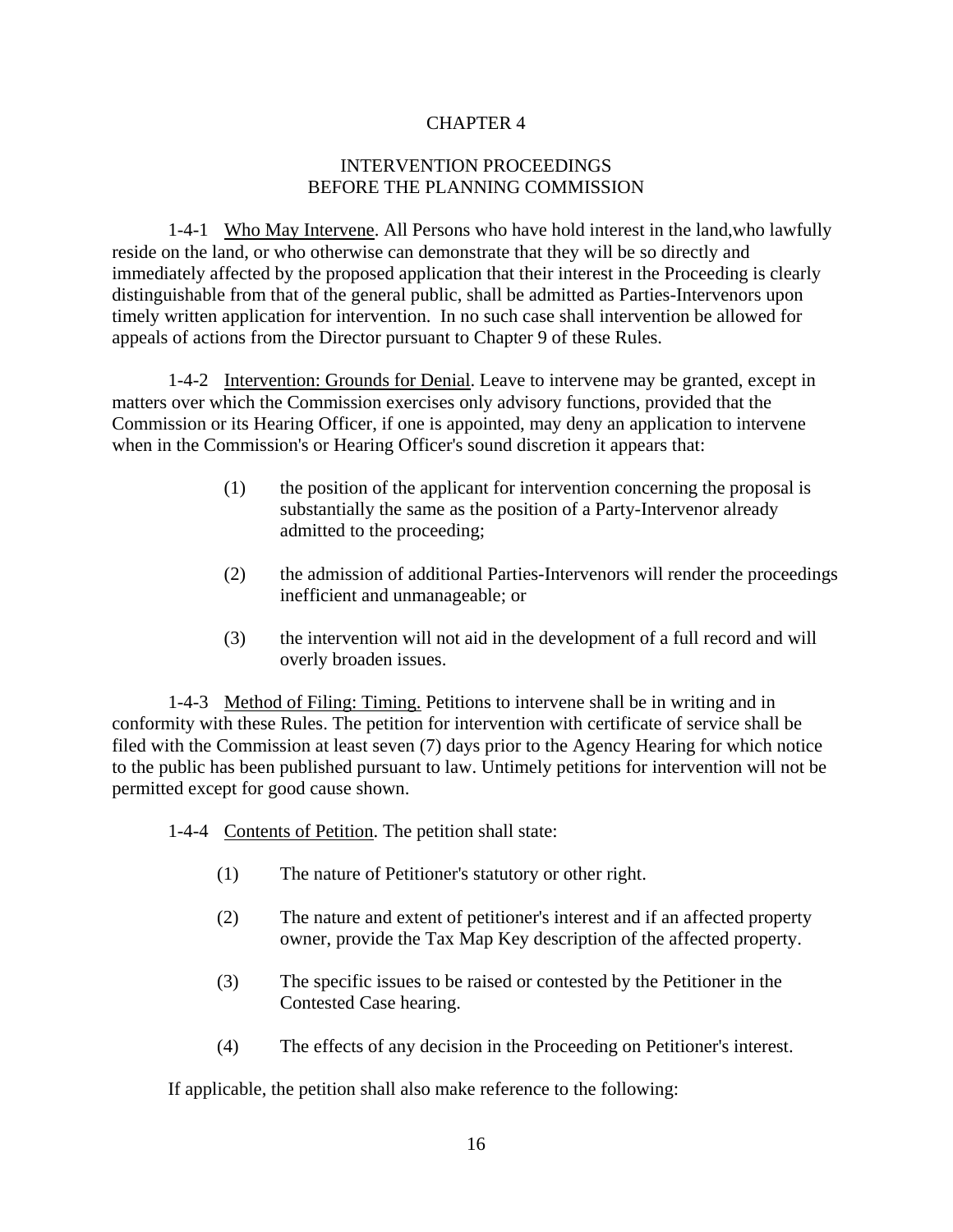# CHAPTER 4

## INTERVENTION PROCEEDINGS BEFORE THE PLANNING COMMISSION

1-4-1 Who May Intervene. All Persons who have hold interest in the land,who lawfully reside on the land, or who otherwise can demonstrate that they will be so directly and immediately affected by the proposed application that their interest in the Proceeding is clearly distinguishable from that of the general public, shall be admitted as Parties-Intervenors upon timely written application for intervention. In no such case shall intervention be allowed for appeals of actions from the Director pursuant to Chapter 9 of these Rules.

1-4-2 Intervention: Grounds for Denial. Leave to intervene may be granted, except in matters over which the Commission exercises only advisory functions, provided that the Commission or its Hearing Officer, if one is appointed, may deny an application to intervene when in the Commission's or Hearing Officer's sound discretion it appears that:

(1) the position of the applicant for intervention concerning the proposal is substantially the same as the position of a Party-Intervenor already admitted to the proceeding;

(2) the admission of additional Parties-Intervenors will render the proceedings inefficient and unmanageable; or

(3) the intervention will not aid in the development of a full record and will overly broaden issues.

1-4-3 Method of Filing: Timing. Petitions to intervene shall be in writing and in conformity with these Rules. The petition for intervention with certificate of service shall be filed with the Commission at least seven (7) days prior to the Agency Hearing for which notice to the public has been published pursuant to law. Untimely petitions for intervention will not be permitted except for good cause shown.

1-4-4 Contents of Petition. The petition shall state:

(1) The nature of Petitioner's statutory or other right.

(2) The nature and extent of petitioner's interest and if an affected property owner, provide the Tax Map Key description of the affected property.

(3) The specific issues to be raised or contested by the Petitioner in the Contested Case hearing.

(4) The effects of any decision in the Proceeding on Petitioner's interest.

If applicable, the petition shall also make reference to the following: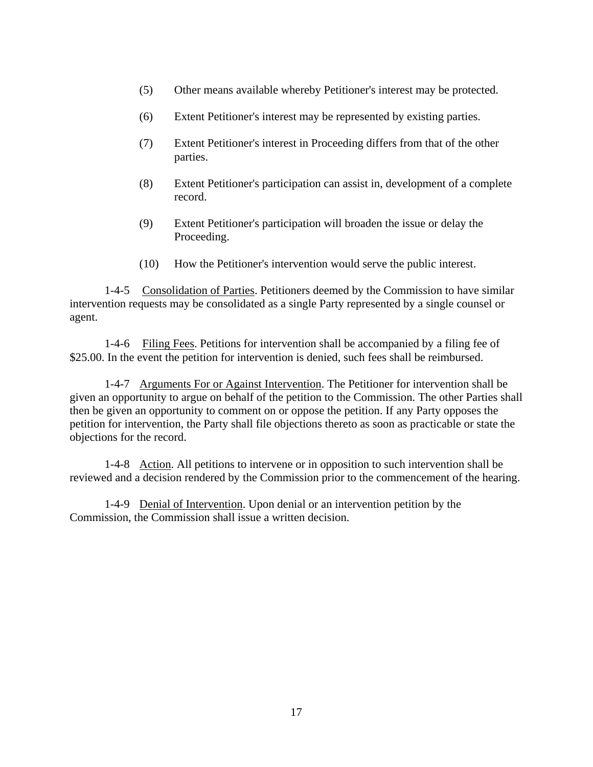(5) Other means available whereby Petitioner's interest may be protected.

(6) Extent Petitioner's interest may be represented by existing parties.

(7) Extent Petitioner's interest in Proceeding differs from that of the other parties.

(8) Extent Petitioner's participation can assist in, development of a complete record.

(9) Extent Petitioner's participation will broaden the issue or delay the Proceeding.

(10) How the Petitioner's intervention would serve the public interest.

1-4-5 Consolidation of Parties. Petitioners deemed by the Commission to have similar intervention requests may be consolidated as a single Party represented by a single counsel or agent.

1-4-6 Filing Fees. Petitions for intervention shall be accompanied by a filing fee of $25.00. In the event the petition for intervention is denied, such fees shall be reimbursed.

1-4-7 Arguments For or Against Intervention. The Petitioner for intervention shall be given an opportunity to argue on behalf of the petition to the Commission. The other Parties shall then be given an opportunity to comment on or oppose the petition. If any Party opposes the petition for intervention, the Party shall file objections thereto as soon as practicable or state the objections for the record.

1-4-8 Action. All petitions to intervene or in opposition to such intervention shall be reviewed and a decision rendered by the Commission prior to the commencement of the hearing.

1-4-9 Denial of Intervention. Upon denial or an intervention petition by the Commission, the Commission shall issue a written decision.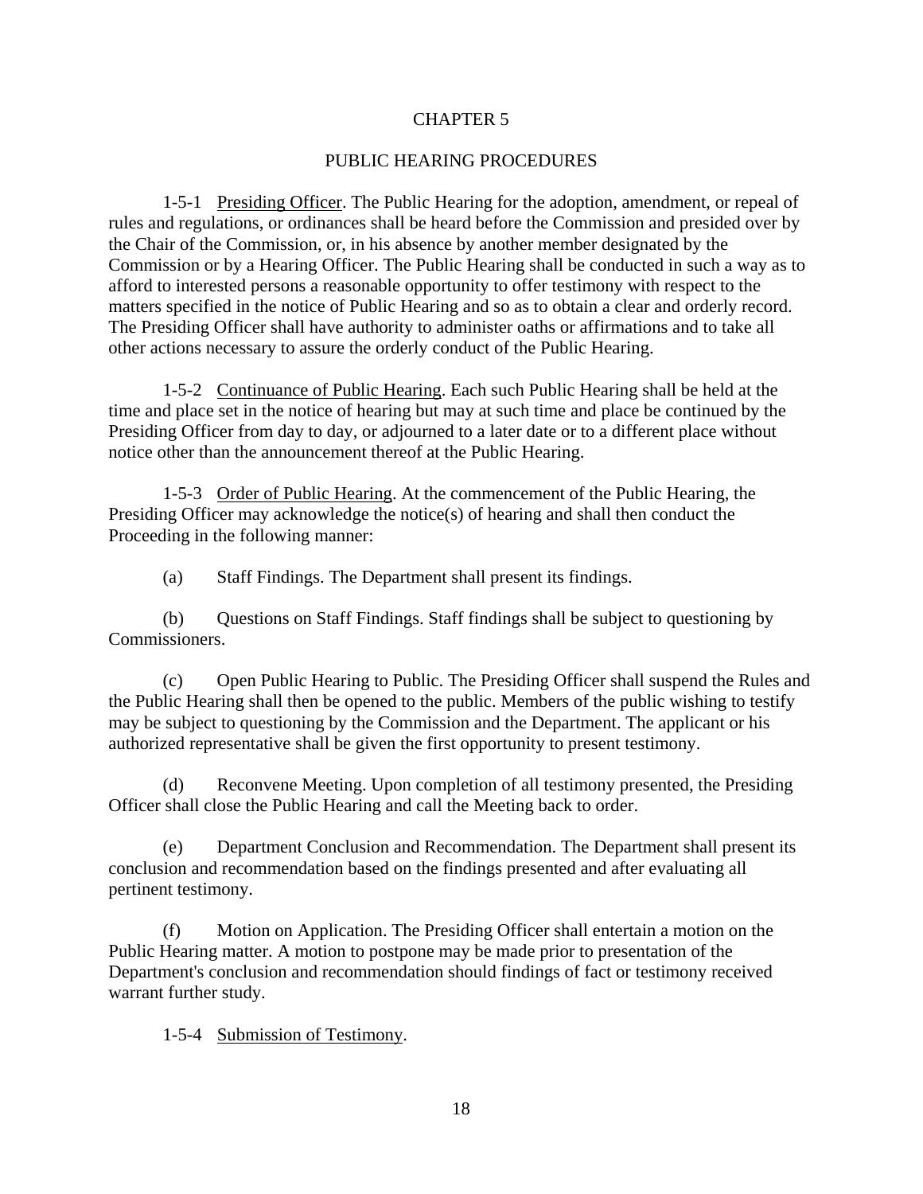# CHAPTER 5

## PUBLIC HEARING PROCEDURES

1-5-1 Presiding Officer. The Public Hearing for the adoption, amendment, or repeal of rules and regulations, or ordinances shall be heard before the Commission and presided over by the Chair of the Commission, or, in his absence by another member designated by the Commission or by a Hearing Officer. The Public Hearing shall be conducted in such a way as to afford to interested persons a reasonable opportunity to offer testimony with respect to the matters specified in the notice of Public Hearing and so as to obtain a clear and orderly record. The Presiding Officer shall have authority to administer oaths or affirmations and to take all other actions necessary to assure the orderly conduct of the Public Hearing.

1-5-2 Continuance of Public Hearing. Each such Public Hearing shall be held at the time and place set in the notice of hearing but may at such time and place be continued by the Presiding Officer from day to day, or adjourned to a later date or to a different place without notice other than the announcement thereof at the Public Hearing.

1-5-3 Order of Public Hearing. At the commencement of the Public Hearing, the Presiding Officer may acknowledge the notice(s) of hearing and shall then conduct the Proceeding in the following manner:

(a) Staff Findings. The Department shall present its findings.

(b) Questions on Staff Findings. Staff findings shall be subject to questioning by Commissioners.

(c) Open Public Hearing to Public. The Presiding Officer shall suspend the Rules and the Public Hearing shall then be opened to the public. Members of the public wishing to testify may be subject to questioning by the Commission and the Department. The applicant or his authorized representative shall be given the first opportunity to present testimony.

(d) Reconvene Meeting. Upon completion of all testimony presented, the Presiding Officer shall close the Public Hearing and call the Meeting back to order.

(e) Department Conclusion and Recommendation. The Department shall present its conclusion and recommendation based on the findings presented and after evaluating all pertinent testimony.

(f) Motion on Application. The Presiding Officer shall entertain a motion on the Public Hearing matter. A motion to postpone may be made prior to presentation of the Department's conclusion and recommendation should findings of fact or testimony received warrant further study.

1-5-4 Submission of Testimony.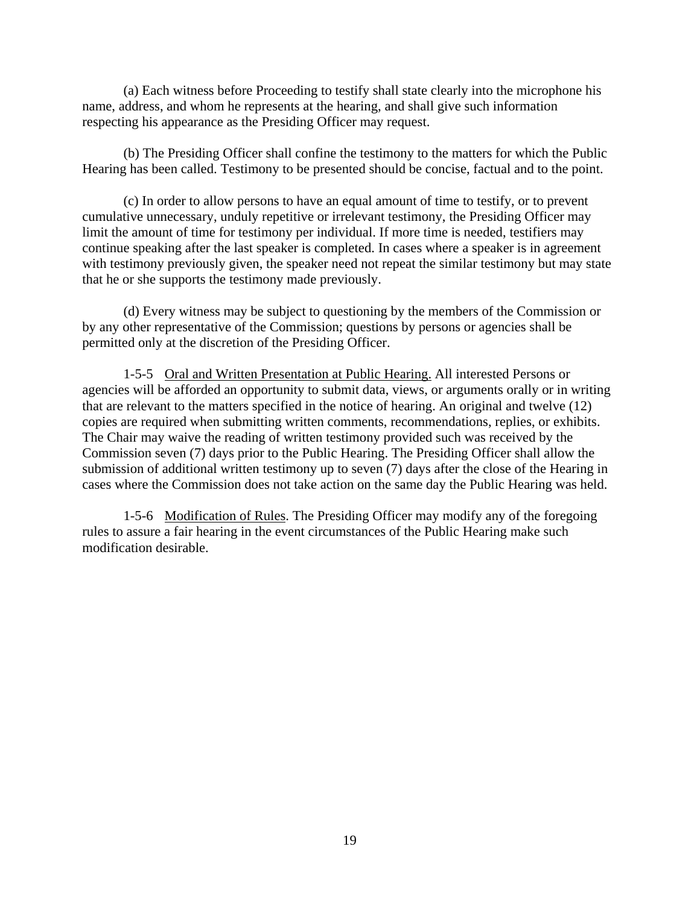(a) Each witness before Proceeding to testify shall state clearly into the microphone his name, address, and whom he represents at the hearing, and shall give such information respecting his appearance as the Presiding Officer may request.

(b) The Presiding Officer shall confine the testimony to the matters for which the Public Hearing has been called. Testimony to be presented should be concise, factual and to the point.

(c) In order to allow persons to have an equal amount of time to testify, or to prevent cumulative unnecessary, unduly repetitive or irrelevant testimony, the Presiding Officer may limit the amount of time for testimony per individual. If more time is needed, testifiers may continue speaking after the last speaker is completed. In cases where a speaker is in agreement with testimony previously given, the speaker need not repeat the similar testimony but may state that he or she supports the testimony made previously.

(d) Every witness may be subject to questioning by the members of the Commission or by any other representative of the Commission; questions by persons or agencies shall be permitted only at the discretion of the Presiding Officer.

1-5-5 Oral and Written Presentation at Public Hearing. All interested Persons or agencies will be afforded an opportunity to submit data, views, or arguments orally or in writing that are relevant to the matters specified in the notice of hearing. An original and twelve (12) copies are required when submitting written comments, recommendations, replies, or exhibits. The Chair may waive the reading of written testimony provided such was received by the Commission seven (7) days prior to the Public Hearing. The Presiding Officer shall allow the submission of additional written testimony up to seven (7) days after the close of the Hearing in cases where the Commission does not take action on the same day the Public Hearing was held.

1-5-6 Modification of Rules. The Presiding Officer may modify any of the foregoing rules to assure a fair hearing in the event circumstances of the Public Hearing make such modification desirable.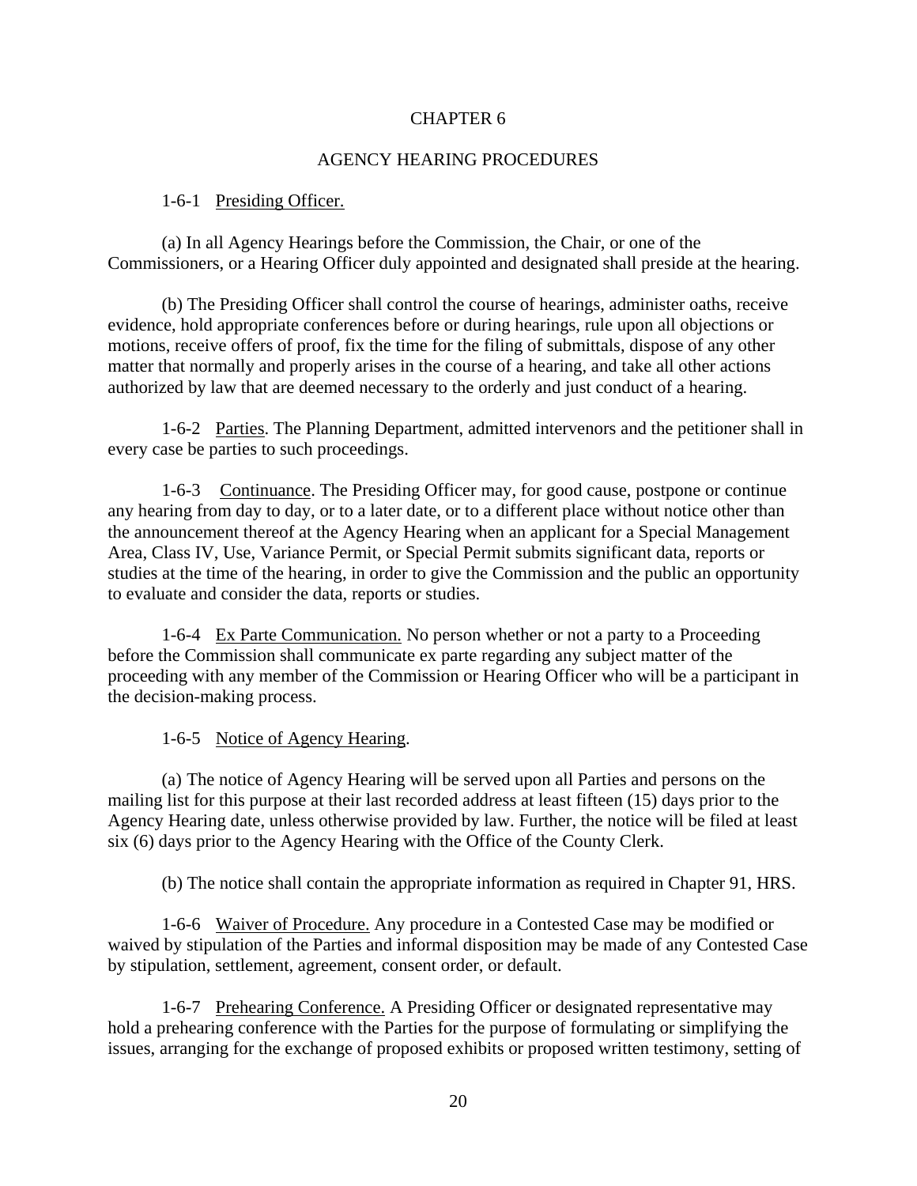## CHAPTER 6

## AGENCY HEARING PROCEDURES

1-6-1 Presiding Officer.

(a) In all Agency Hearings before the Commission, the Chair, or one of the Commissioners, or a Hearing Officer duly appointed and designated shall preside at the hearing.

(b) The Presiding Officer shall control the course of hearings, administer oaths, receive evidence, hold appropriate conferences before or during hearings, rule upon all objections or motions, receive offers of proof, fix the time for the filing of submittals, dispose of any other matter that normally and properly arises in the course of a hearing, and take all other actions authorized by law that are deemed necessary to the orderly and just conduct of a hearing.

1-6-2 Parties. The Planning Department, admitted intervenors and the petitioner shall in every case be parties to such proceedings.

1-6-3 Continuance. The Presiding Officer may, for good cause, postpone or continue any hearing from day to day, or to a later date, or to a different place without notice other than the announcement thereof at the Agency Hearing when an applicant for a Special Management Area, Class IV, Use, Variance Permit, or Special Permit submits significant data, reports or studies at the time of the hearing, in order to give the Commission and the public an opportunity to evaluate and consider the data, reports or studies.

1-6-4 Ex Parte Communication. No person whether or not a party to a Proceeding before the Commission shall communicate ex parte regarding any subject matter of the proceeding with any member of the Commission or Hearing Officer who will be a participant in the decision-making process.

1-6-5 Notice of Agency Hearing.

(a) The notice of Agency Hearing will be served upon all Parties and persons on the mailing list for this purpose at their last recorded address at least fifteen (15) days prior to the Agency Hearing date, unless otherwise provided by law. Further, the notice will be filed at least six (6) days prior to the Agency Hearing with the Office of the County Clerk.

(b) The notice shall contain the appropriate information as required in Chapter 91, HRS.

1-6-6 Waiver of Procedure. Any procedure in a Contested Case may be modified or waived by stipulation of the Parties and informal disposition may be made of any Contested Case by stipulation, settlement, agreement, consent order, or default.

1-6-7 Prehearing Conference. A Presiding Officer or designated representative may hold a prehearing conference with the Parties for the purpose of formulating or simplifying the issues, arranging for the exchange of proposed exhibits or proposed written testimony, setting of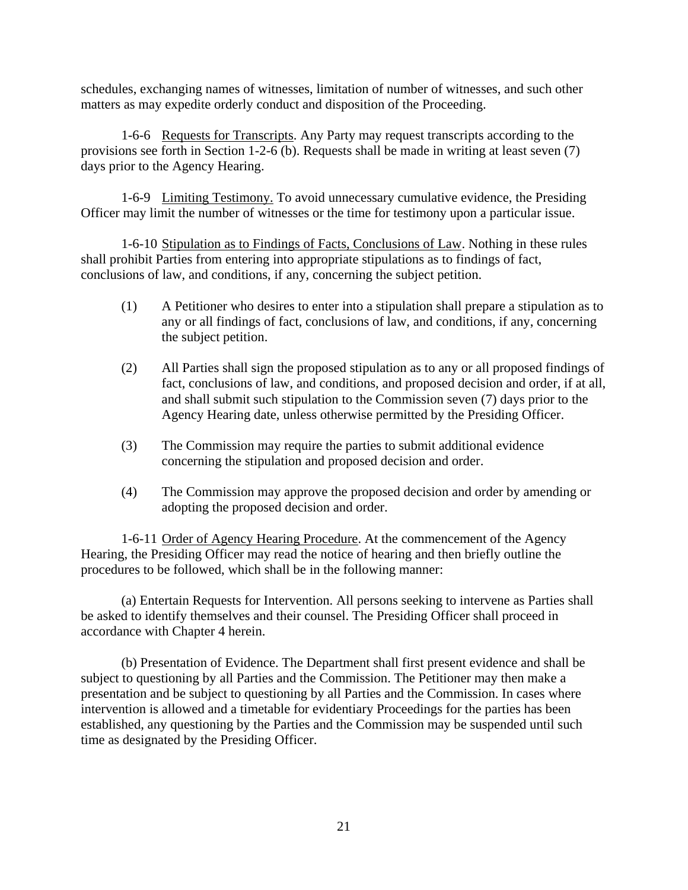schedules, exchanging names of witnesses, limitation of number of witnesses, and such other matters as may expedite orderly conduct and disposition of the Proceeding.

1-6-6 Requests for Transcripts. Any Party may request transcripts according to the provisions see forth in Section 1-2-6 (b). Requests shall be made in writing at least seven (7) days prior to the Agency Hearing.

1-6-9 Limiting Testimony. To avoid unnecessary cumulative evidence, the Presiding Officer may limit the number of witnesses or the time for testimony upon a particular issue.

1-6-10 Stipulation as to Findings of Facts, Conclusions of Law. Nothing in these rules shall prohibit Parties from entering into appropriate stipulations as to findings of fact, conclusions of law, and conditions, if any, concerning the subject petition.

(1) A Petitioner who desires to enter into a stipulation shall prepare a stipulation as to any or all findings of fact, conclusions of law, and conditions, if any, concerning the subject petition.

(2) All Parties shall sign the proposed stipulation as to any or all proposed findings of fact, conclusions of law, and conditions, and proposed decision and order, if at all, and shall submit such stipulation to the Commission seven (7) days prior to the Agency Hearing date, unless otherwise permitted by the Presiding Officer.

(3) The Commission may require the parties to submit additional evidence concerning the stipulation and proposed decision and order.

(4) The Commission may approve the proposed decision and order by amending or adopting the proposed decision and order.

1-6-11 Order of Agency Hearing Procedure. At the commencement of the Agency Hearing, the Presiding Officer may read the notice of hearing and then briefly outline the procedures to be followed, which shall be in the following manner:

(a) Entertain Requests for Intervention. All persons seeking to intervene as Parties shall be asked to identify themselves and their counsel. The Presiding Officer shall proceed in accordance with Chapter 4 herein.

(b) Presentation of Evidence. The Department shall first present evidence and shall be subject to questioning by all Parties and the Commission. The Petitioner may then make a presentation and be subject to questioning by all Parties and the Commission. In cases where intervention is allowed and a timetable for evidentiary Proceedings for the parties has been established, any questioning by the Parties and the Commission may be suspended until such time as designated by the Presiding Officer.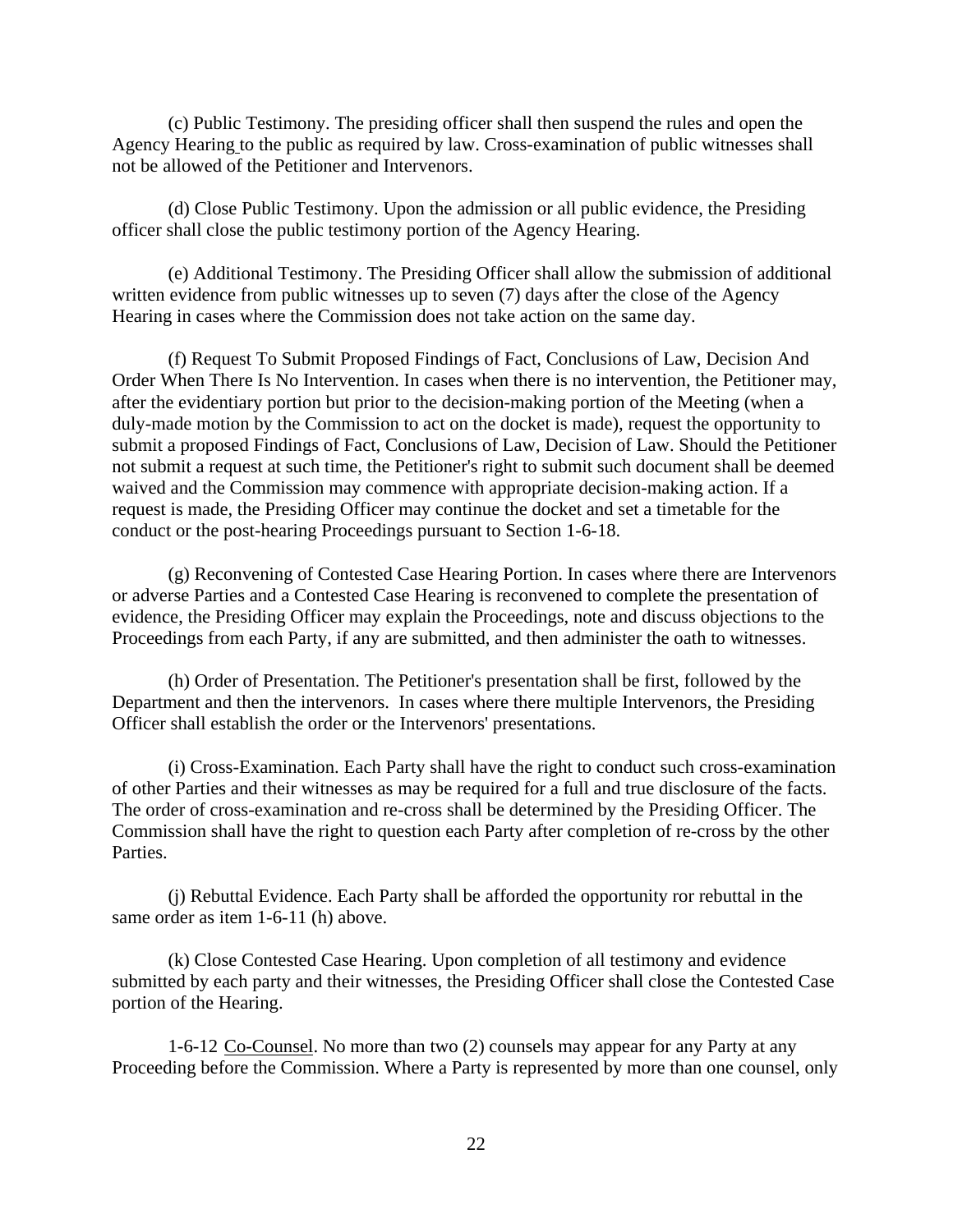(c) Public Testimony. The presiding officer shall then suspend the rules and open the Agency Hearing to the public as required by law. Cross-examination of public witnesses shall not be allowed of the Petitioner and Intervenors.

(d) Close Public Testimony. Upon the admission or all public evidence, the Presiding officer shall close the public testimony portion of the Agency Hearing.

(e) Additional Testimony. The Presiding Officer shall allow the submission of additional written evidence from public witnesses up to seven (7) days after the close of the Agency Hearing in cases where the Commission does not take action on the same day.

(f) Request To Submit Proposed Findings of Fact, Conclusions of Law, Decision And Order When There Is No Intervention. In cases when there is no intervention, the Petitioner may, after the evidentiary portion but prior to the decision-making portion of the Meeting (when a duly-made motion by the Commission to act on the docket is made), request the opportunity to submit a proposed Findings of Fact, Conclusions of Law, Decision of Law. Should the Petitioner not submit a request at such time, the Petitioner's right to submit such document shall be deemed waived and the Commission may commence with appropriate decision-making action. If a request is made, the Presiding Officer may continue the docket and set a timetable for the conduct or the post-hearing Proceedings pursuant to Section 1-6-18.

(g) Reconvening of Contested Case Hearing Portion. In cases where there are Intervenors or adverse Parties and a Contested Case Hearing is reconvened to complete the presentation of evidence, the Presiding Officer may explain the Proceedings, note and discuss objections to the Proceedings from each Party, if any are submitted, and then administer the oath to witnesses.

(h) Order of Presentation. The Petitioner's presentation shall be first, followed by the Department and then the intervenors. In cases where there multiple Intervenors, the Presiding Officer shall establish the order or the Intervenors' presentations.

(i) Cross-Examination. Each Party shall have the right to conduct such cross-examination of other Parties and their witnesses as may be required for a full and true disclosure of the facts. The order of cross-examination and re-cross shall be determined by the Presiding Officer. The Commission shall have the right to question each Party after completion of re-cross by the other Parties.

(j) Rebuttal Evidence. Each Party shall be afforded the opportunity ror rebuttal in the same order as item 1-6-11 (h) above.

(k) Close Contested Case Hearing. Upon completion of all testimony and evidence submitted by each party and their witnesses, the Presiding Officer shall close the Contested Case portion of the Hearing.

1-6-12 Co-Counsel. No more than two (2) counsels may appear for any Party at any Proceeding before the Commission. Where a Party is represented by more than one counsel, only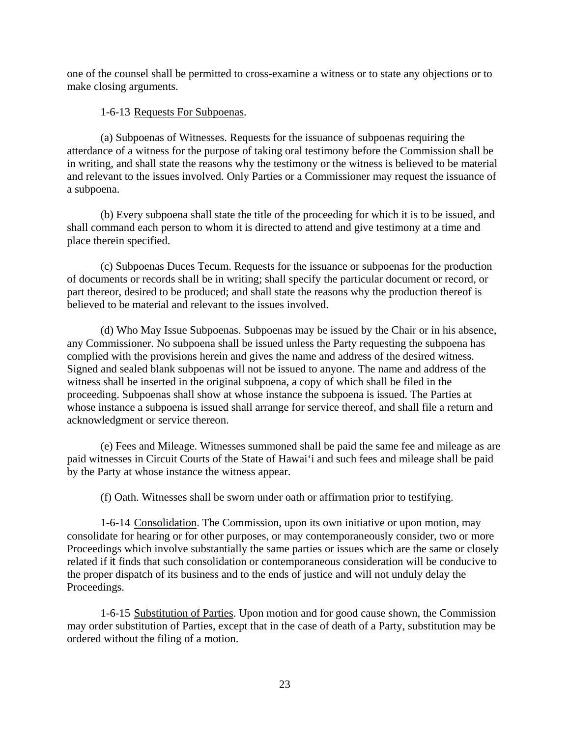one of the counsel shall be permitted to cross-examine a witness or to state any objections or to make closing arguments.

1-6-13 Requests For Subpoenas.

(a) Subpoenas of Witnesses. Requests for the issuance of subpoenas requiring the atterdance of a witness for the purpose of taking oral testimony before the Commission shall be in writing, and shall state the reasons why the testimony or the witness is believed to be material and relevant to the issues involved. Only Parties or a Commissioner may request the issuance of a subpoena.

(b) Every subpoena shall state the title of the proceeding for which it is to be issued, and shall command each person to whom it is directed to attend and give testimony at a time and place therein specified.

(c) Subpoenas Duces Tecum. Requests for the issuance or subpoenas for the production of documents or records shall be in writing; shall specify the particular document or record, or part thereor, desired to be produced; and shall state the reasons why the production thereof is believed to be material and relevant to the issues involved.

(d) Who May Issue Subpoenas. Subpoenas may be issued by the Chair or in his absence, any Commissioner. No subpoena shall be issued unless the Party requesting the subpoena has complied with the provisions herein and gives the name and address of the desired witness. Signed and sealed blank subpoenas will not be issued to anyone. The name and address of the witness shall be inserted in the original subpoena, a copy of which shall be filed in the proceeding. Subpoenas shall show at whose instance the subpoena is issued. The Parties at whose instance a subpoena is issued shall arrange for service thereof, and shall file a return and acknowledgment or service thereon.

(e) Fees and Mileage. Witnesses summoned shall be paid the same fee and mileage as are paid witnesses in Circuit Courts of the State of Hawai'i and such fees and mileage shall be paid by the Party at whose instance the witness appear.

(f) Oath. Witnesses shall be sworn under oath or affirmation prior to testifying.

1-6-14 Consolidation. The Commission, upon its own initiative or upon motion, may consolidate for hearing or for other purposes, or may contemporaneously consider, two or more Proceedings which involve substantially the same parties or issues which are the same or closely related if it finds that such consolidation or contemporaneous consideration will be conducive to the proper dispatch of its business and to the ends of justice and will not unduly delay the Proceedings.

1-6-15 Substitution of Parties. Upon motion and for good cause shown, the Commission may order substitution of Parties, except that in the case of death of a Party, substitution may be ordered without the filing of a motion.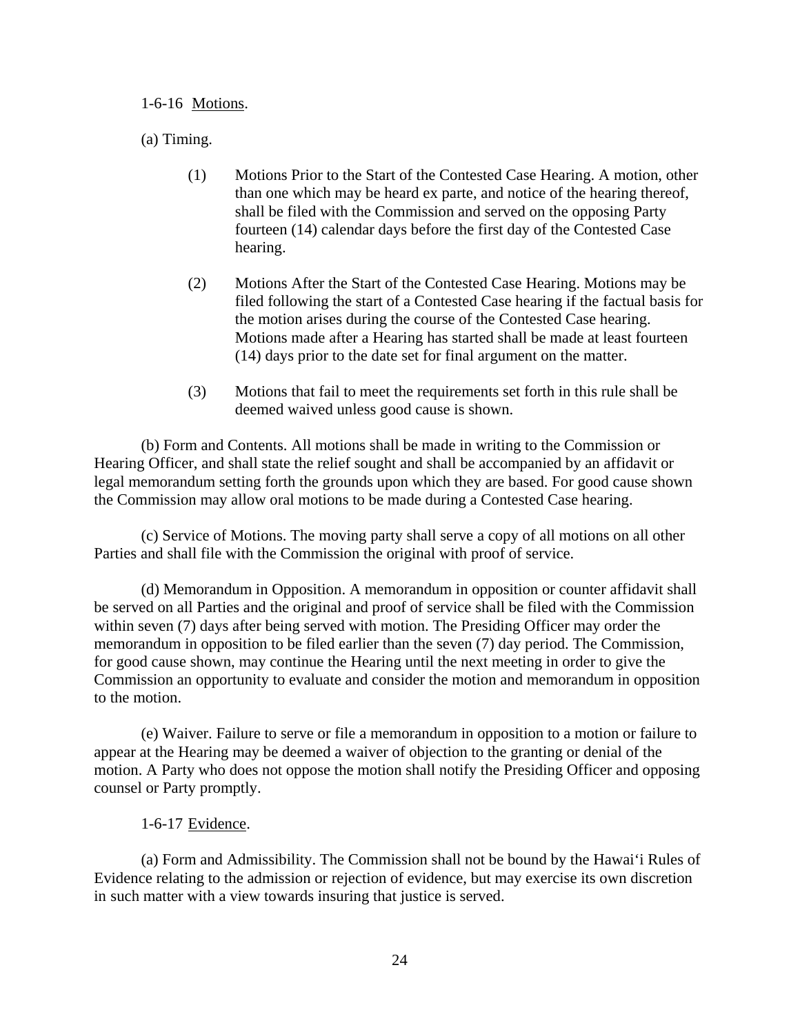1-6-16 Motions.

(a) Timing.

(1) Motions Prior to the Start of the Contested Case Hearing. A motion, other than one which may be heard ex parte, and notice of the hearing thereof, shall be filed with the Commission and served on the opposing Party fourteen (14) calendar days before the first day of the Contested Case hearing.

(2) Motions After the Start of the Contested Case Hearing. Motions may be filed following the start of a Contested Case hearing if the factual basis for the motion arises during the course of the Contested Case hearing. Motions made after a Hearing has started shall be made at least fourteen (14) days prior to the date set for final argument on the matter.

(3) Motions that fail to meet the requirements set forth in this rule shall be deemed waived unless good cause is shown.

(b) Form and Contents. All motions shall be made in writing to the Commission or Hearing Officer, and shall state the relief sought and shall be accompanied by an affidavit or legal memorandum setting forth the grounds upon which they are based. For good cause shown the Commission may allow oral motions to be made during a Contested Case hearing.

(c) Service of Motions. The moving party shall serve a copy of all motions on all other Parties and shall file with the Commission the original with proof of service.

(d) Memorandum in Opposition. A memorandum in opposition or counter affidavit shall be served on all Parties and the original and proof of service shall be filed with the Commission within seven (7) days after being served with motion. The Presiding Officer may order the memorandum in opposition to be filed earlier than the seven (7) day period. The Commission, for good cause shown, may continue the Hearing until the next meeting in order to give the Commission an opportunity to evaluate and consider the motion and memorandum in opposition to the motion.

(e) Waiver. Failure to serve or file a memorandum in opposition to a motion or failure to appear at the Hearing may be deemed a waiver of objection to the granting or denial of the motion. A Party who does not oppose the motion shall notify the Presiding Officer and opposing counsel or Party promptly.

1-6-17 Evidence.

(a) Form and Admissibility. The Commission shall not be bound by the Hawaiʻi Rules of Evidence relating to the admission or rejection of evidence, but may exercise its own discretion in such matter with a view towards insuring that justice is served.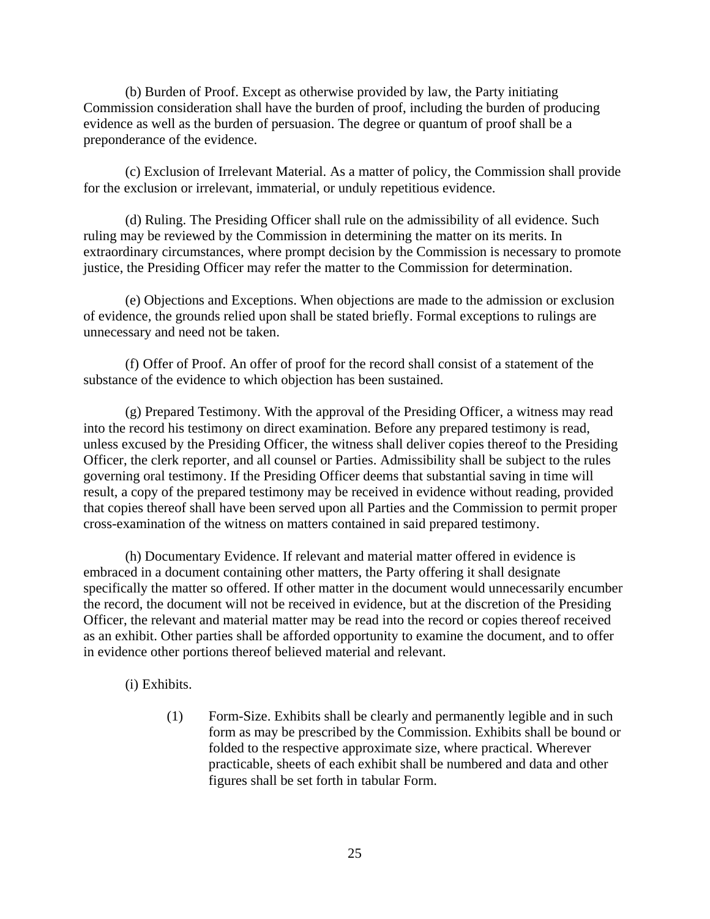(b) Burden of Proof. Except as otherwise provided by law, the Party initiating Commission consideration shall have the burden of proof, including the burden of producing evidence as well as the burden of persuasion. The degree or quantum of proof shall be a preponderance of the evidence.

(c) Exclusion of Irrelevant Material. As a matter of policy, the Commission shall provide for the exclusion or irrelevant, immaterial, or unduly repetitious evidence.

(d) Ruling. The Presiding Officer shall rule on the admissibility of all evidence. Such ruling may be reviewed by the Commission in determining the matter on its merits. In extraordinary circumstances, where prompt decision by the Commission is necessary to promote justice, the Presiding Officer may refer the matter to the Commission for determination.

(e) Objections and Exceptions. When objections are made to the admission or exclusion of evidence, the grounds relied upon shall be stated briefly. Formal exceptions to rulings are unnecessary and need not be taken.

(f) Offer of Proof. An offer of proof for the record shall consist of a statement of the substance of the evidence to which objection has been sustained.

(g) Prepared Testimony. With the approval of the Presiding Officer, a witness may read into the record his testimony on direct examination. Before any prepared testimony is read, unless excused by the Presiding Officer, the witness shall deliver copies thereof to the Presiding Officer, the clerk reporter, and all counsel or Parties. Admissibility shall be subject to the rules governing oral testimony. If the Presiding Officer deems that substantial saving in time will result, a copy of the prepared testimony may be received in evidence without reading, provided that copies thereof shall have been served upon all Parties and the Commission to permit proper cross-examination of the witness on matters contained in said prepared testimony.

(h) Documentary Evidence. If relevant and material matter offered in evidence is embraced in a document containing other matters, the Party offering it shall designate specifically the matter so offered. If other matter in the document would unnecessarily encumber the record, the document will not be received in evidence, but at the discretion of the Presiding Officer, the relevant and material matter may be read into the record or copies thereof received as an exhibit. Other parties shall be afforded opportunity to examine the document, and to offer in evidence other portions thereof believed material and relevant.

(i) Exhibits.

(1) Form-Size. Exhibits shall be clearly and permanently legible and in such form as may be prescribed by the Commission. Exhibits shall be bound or folded to the respective approximate size, where practical. Wherever practicable, sheets of each exhibit shall be numbered and data and other figures shall be set forth in tabular Form.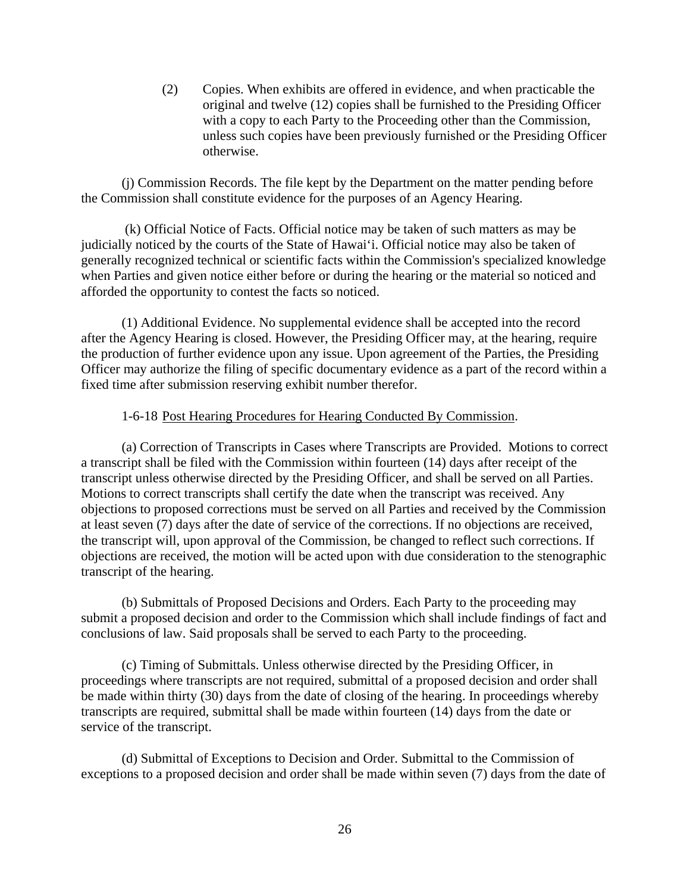(2) Copies. When exhibits are offered in evidence, and when practicable the original and twelve (12) copies shall be furnished to the Presiding Officer with a copy to each Party to the Proceeding other than the Commission, unless such copies have been previously furnished or the Presiding Officer otherwise.

(j) Commission Records. The file kept by the Department on the matter pending before the Commission shall constitute evidence for the purposes of an Agency Hearing.

(k) Official Notice of Facts. Official notice may be taken of such matters as may be judicially noticed by the courts of the State of Hawaiʻi. Official notice may also be taken of generally recognized technical or scientific facts within the Commission's specialized knowledge when Parties and given notice either before or during the hearing or the material so noticed and afforded the opportunity to contest the facts so noticed.

(1) Additional Evidence. No supplemental evidence shall be accepted into the record after the Agency Hearing is closed. However, the Presiding Officer may, at the hearing, require the production of further evidence upon any issue. Upon agreement of the Parties, the Presiding Officer may authorize the filing of specific documentary evidence as a part of the record within a fixed time after submission reserving exhibit number therefor.

1-6-18 Post Hearing Procedures for Hearing Conducted By Commission.

(a) Correction of Transcripts in Cases where Transcripts are Provided. Motions to correct a transcript shall be filed with the Commission within fourteen (14) days after receipt of the transcript unless otherwise directed by the Presiding Officer, and shall be served on all Parties. Motions to correct transcripts shall certify the date when the transcript was received. Any objections to proposed corrections must be served on all Parties and received by the Commission at least seven (7) days after the date of service of the corrections. If no objections are received, the transcript will, upon approval of the Commission, be changed to reflect such corrections. If objections are received, the motion will be acted upon with due consideration to the stenographic transcript of the hearing.

(b) Submittals of Proposed Decisions and Orders. Each Party to the proceeding may submit a proposed decision and order to the Commission which shall include findings of fact and conclusions of law. Said proposals shall be served to each Party to the proceeding.

(c) Timing of Submittals. Unless otherwise directed by the Presiding Officer, in proceedings where transcripts are not required, submittal of a proposed decision and order shall be made within thirty (30) days from the date of closing of the hearing. In proceedings whereby transcripts are required, submittal shall be made within fourteen (14) days from the date or service of the transcript.

(d) Submittal of Exceptions to Decision and Order. Submittal to the Commission of exceptions to a proposed decision and order shall be made within seven (7) days from the date of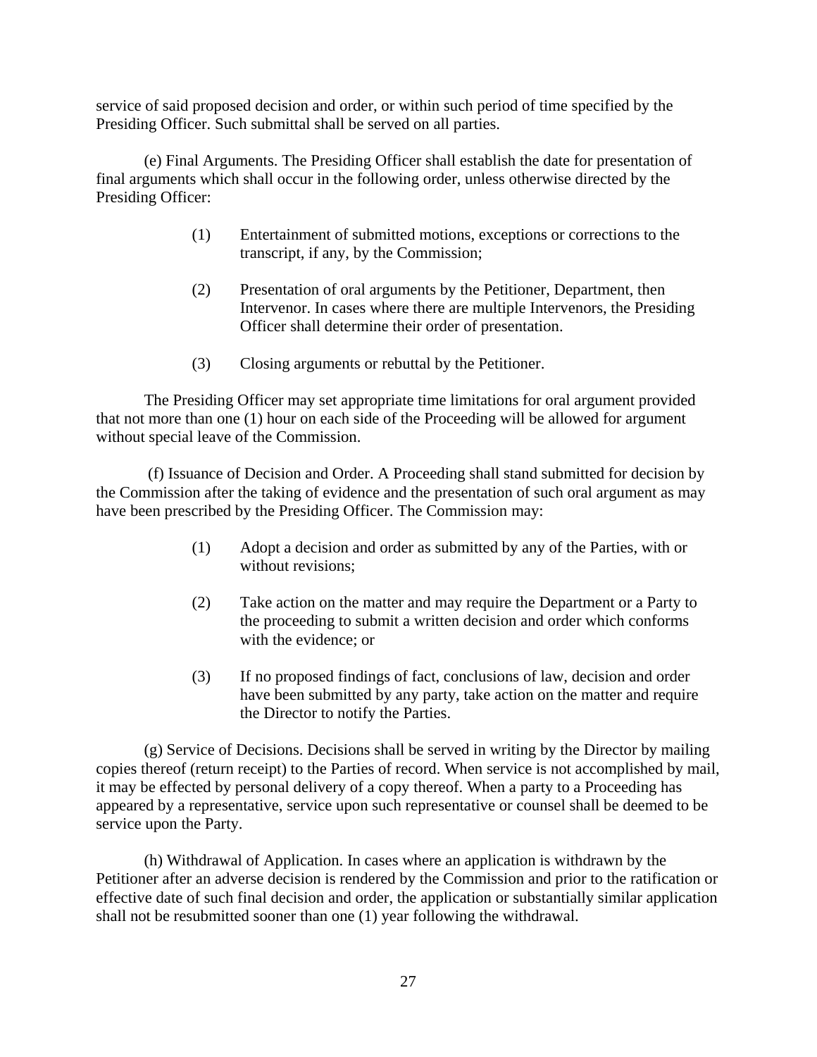service of said proposed decision and order, or within such period of time specified by the Presiding Officer. Such submittal shall be served on all parties.

(e) Final Arguments. The Presiding Officer shall establish the date for presentation of final arguments which shall occur in the following order, unless otherwise directed by the Presiding Officer:

(1) Entertainment of submitted motions, exceptions or corrections to the transcript, if any, by the Commission;

(2) Presentation of oral arguments by the Petitioner, Department, then Intervenor. In cases where there are multiple Intervenors, the Presiding Officer shall determine their order of presentation.

(3) Closing arguments or rebuttal by the Petitioner.

The Presiding Officer may set appropriate time limitations for oral argument provided that not more than one (1) hour on each side of the Proceeding will be allowed for argument without special leave of the Commission.

(f) Issuance of Decision and Order. A Proceeding shall stand submitted for decision by the Commission after the taking of evidence and the presentation of such oral argument as may have been prescribed by the Presiding Officer. The Commission may:

(1) Adopt a decision and order as submitted by any of the Parties, with or without revisions;

(2) Take action on the matter and may require the Department or a Party to the proceeding to submit a written decision and order which conforms with the evidence; or

(3) If no proposed findings of fact, conclusions of law, decision and order have been submitted by any party, take action on the matter and require the Director to notify the Parties.

(g) Service of Decisions. Decisions shall be served in writing by the Director by mailing copies thereof (return receipt) to the Parties of record. When service is not accomplished by mail, it may be effected by personal delivery of a copy thereof. When a party to a Proceeding has appeared by a representative, service upon such representative or counsel shall be deemed to be service upon the Party.

(h) Withdrawal of Application. In cases where an application is withdrawn by the Petitioner after an adverse decision is rendered by the Commission and prior to the ratification or effective date of such final decision and order, the application or substantially similar application shall not be resubmitted sooner than one (1) year following the withdrawal.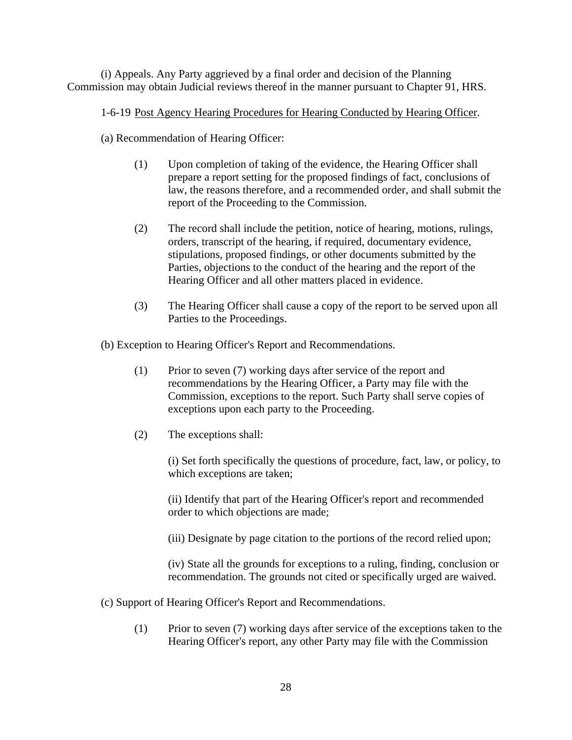(i) Appeals. Any Party aggrieved by a final order and decision of the Planning Commission may obtain Judicial reviews thereof in the manner pursuant to Chapter 91, HRS.

1-6-19 Post Agency Hearing Procedures for Hearing Conducted by Hearing Officer.

(a) Recommendation of Hearing Officer:

(1) Upon completion of taking of the evidence, the Hearing Officer shall prepare a report setting for the proposed findings of fact, conclusions of law, the reasons therefore, and a recommended order, and shall submit the report of the Proceeding to the Commission.

(2) The record shall include the petition, notice of hearing, motions, rulings, orders, transcript of the hearing, if required, documentary evidence, stipulations, proposed findings, or other documents submitted by the Parties, objections to the conduct of the hearing and the report of the Hearing Officer and all other matters placed in evidence.

(3) The Hearing Officer shall cause a copy of the report to be served upon all Parties to the Proceedings.

(b) Exception to Hearing Officer's Report and Recommendations.

(1) Prior to seven (7) working days after service of the report and recommendations by the Hearing Officer, a Party may file with the Commission, exceptions to the report. Such Party shall serve copies of exceptions upon each party to the Proceeding.

(2) The exceptions shall:

(i) Set forth specifically the questions of procedure, fact, law, or policy, to which exceptions are taken;

(ii) Identify that part of the Hearing Officer's report and recommended order to which objections are made;

(iii) Designate by page citation to the portions of the record relied upon;

(iv) State all the grounds for exceptions to a ruling, finding, conclusion or recommendation. The grounds not cited or specifically urged are waived.

(c) Support of Hearing Officer's Report and Recommendations.

(1) Prior to seven (7) working days after service of the exceptions taken to the Hearing Officer's report, any other Party may file with the Commission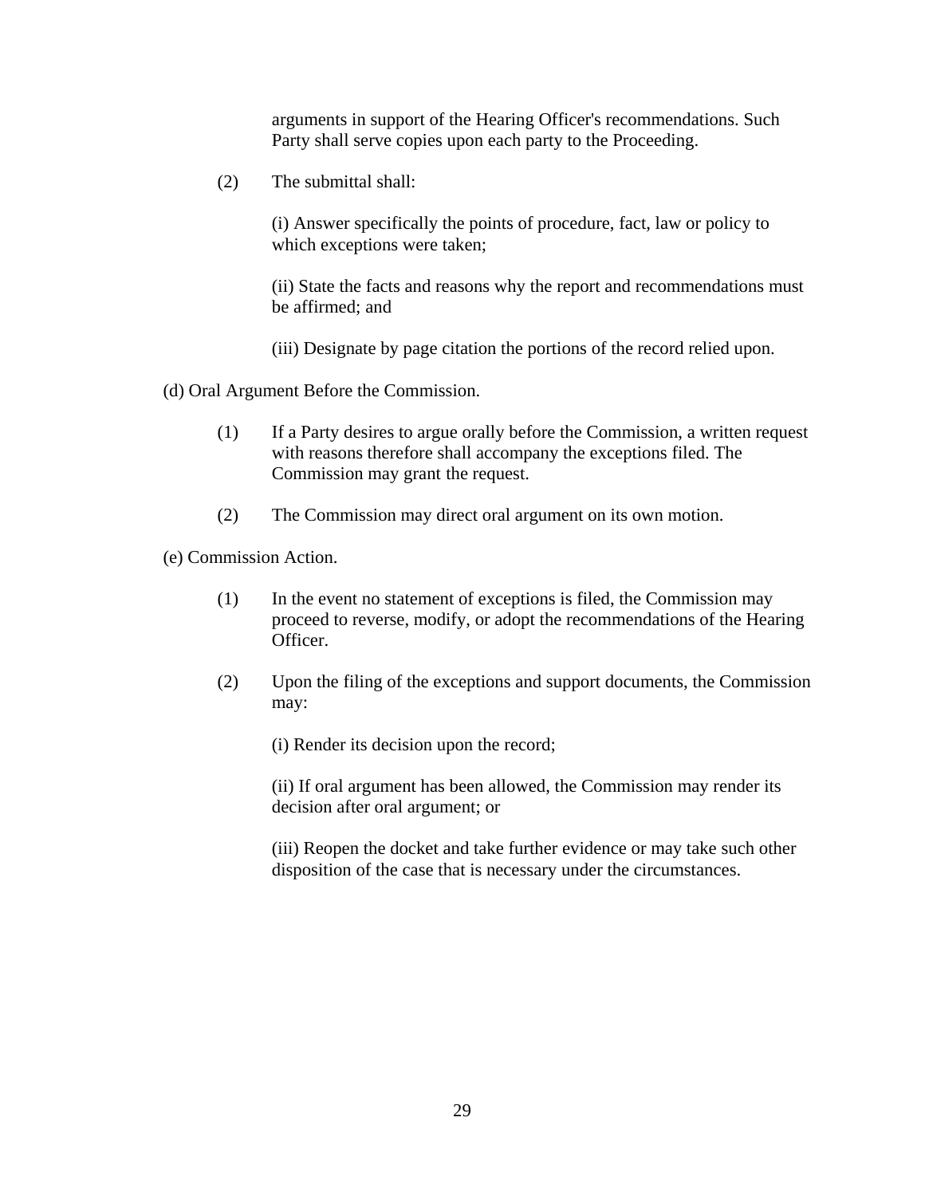arguments in support of the Hearing Officer's recommendations. Such Party shall serve copies upon each party to the Proceeding.

(2) The submittal shall:

(i) Answer specifically the points of procedure, fact, law or policy to which exceptions were taken;

(ii) State the facts and reasons why the report and recommendations must be affirmed; and

(iii) Designate by page citation the portions of the record relied upon.

(d) Oral Argument Before the Commission.

(1) If a Party desires to argue orally before the Commission, a written request with reasons therefore shall accompany the exceptions filed. The Commission may grant the request.

(2) The Commission may direct oral argument on its own motion.

(e) Commission Action.

(1) In the event no statement of exceptions is filed, the Commission may proceed to reverse, modify, or adopt the recommendations of the Hearing Officer.

(2) Upon the filing of the exceptions and support documents, the Commission may:

(i) Render its decision upon the record;

(ii) If oral argument has been allowed, the Commission may render its decision after oral argument; or

(iii) Reopen the docket and take further evidence or may take such other disposition of the case that is necessary under the circumstances.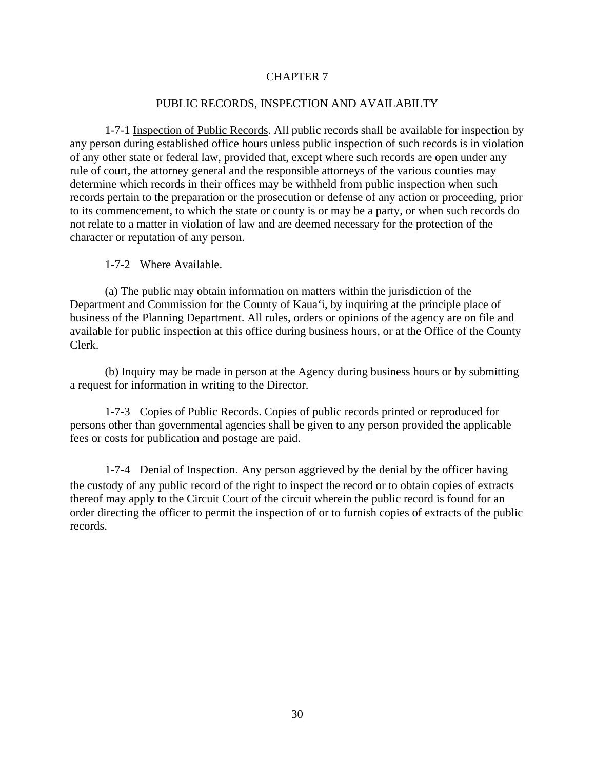# CHAPTER 7

## PUBLIC RECORDS, INSPECTION AND AVAILABILTY

1-7-1 Inspection of Public Records. All public records shall be available for inspection by any person during established office hours unless public inspection of such records is in violation of any other state or federal law, provided that, except where such records are open under any rule of court, the attorney general and the responsible attorneys of the various counties may determine which records in their offices may be withheld from public inspection when such records pertain to the preparation or the prosecution or defense of any action or proceeding, prior to its commencement, to which the state or county is or may be a party, or when such records do not relate to a matter in violation of law and are deemed necessary for the protection of the character or reputation of any person.

1-7-2 Where Available.

(a) The public may obtain information on matters within the jurisdiction of the Department and Commission for the County of Kaua'i, by inquiring at the principle place of business of the Planning Department. All rules, orders or opinions of the agency are on file and available for public inspection at this office during business hours, or at the Office of the County Clerk.

(b) Inquiry may be made in person at the Agency during business hours or by submitting a request for information in writing to the Director.

1-7-3 Copies of Public Records. Copies of public records printed or reproduced for persons other than governmental agencies shall be given to any person provided the applicable fees or costs for publication and postage are paid.

1-7-4 Denial of Inspection. Any person aggrieved by the denial by the officer having the custody of any public record of the right to inspect the record or to obtain copies of extracts thereof may apply to the Circuit Court of the circuit wherein the public record is found for an order directing the officer to permit the inspection of or to furnish copies of extracts of the public records.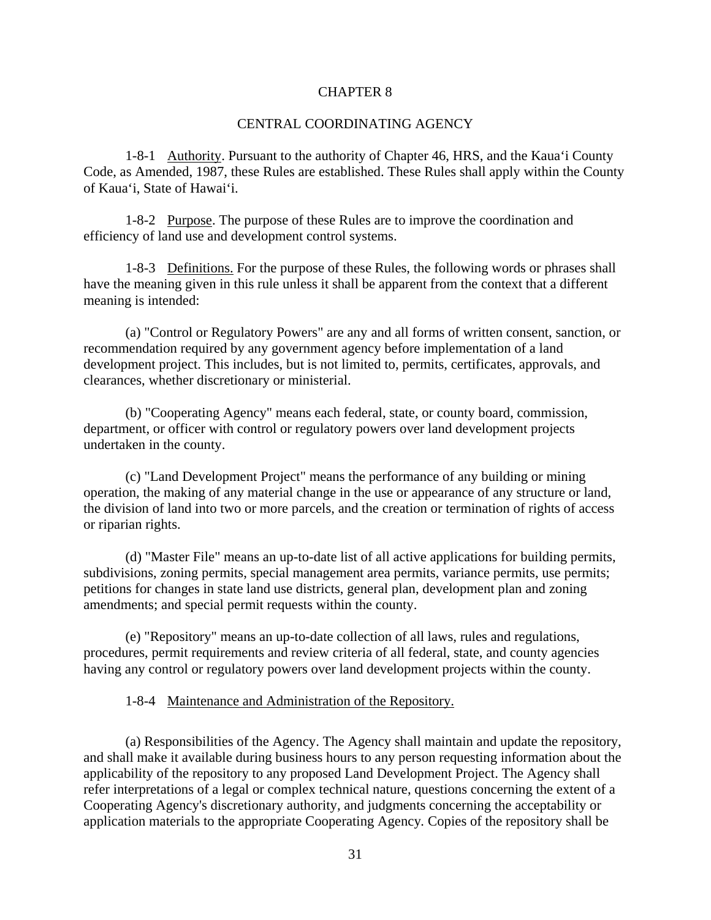# CHAPTER 8

## CENTRAL COORDINATING AGENCY

1-8-1 Authority. Pursuant to the authority of Chapter 46, HRS, and the Kauaʻi County Code, as Amended, 1987, these Rules are established. These Rules shall apply within the County of Kauaʻi, State of Hawaiʻi.

1-8-2 Purpose. The purpose of these Rules are to improve the coordination and efficiency of land use and development control systems.

1-8-3 Definitions. For the purpose of these Rules, the following words or phrases shall have the meaning given in this rule unless it shall be apparent from the context that a different meaning is intended:

(a) "Control or Regulatory Powers" are any and all forms of written consent, sanction, or recommendation required by any government agency before implementation of a land development project. This includes, but is not limited to, permits, certificates, approvals, and clearances, whether discretionary or ministerial.

(b) "Cooperating Agency" means each federal, state, or county board, commission, department, or officer with control or regulatory powers over land development projects undertaken in the county.

(c) "Land Development Project" means the performance of any building or mining operation, the making of any material change in the use or appearance of any structure or land, the division of land into two or more parcels, and the creation or termination of rights of access or riparian rights.

(d) "Master File" means an up-to-date list of all active applications for building permits, subdivisions, zoning permits, special management area permits, variance permits, use permits; petitions for changes in state land use districts, general plan, development plan and zoning amendments; and special permit requests within the county.

(e) "Repository" means an up-to-date collection of all laws, rules and regulations, procedures, permit requirements and review criteria of all federal, state, and county agencies having any control or regulatory powers over land development projects within the county.

1-8-4 Maintenance and Administration of the Repository.

(a) Responsibilities of the Agency. The Agency shall maintain and update the repository, and shall make it available during business hours to any person requesting information about the applicability of the repository to any proposed Land Development Project. The Agency shall refer interpretations of a legal or complex technical nature, questions concerning the extent of a Cooperating Agency's discretionary authority, and judgments concerning the acceptability or application materials to the appropriate Cooperating Agency. Copies of the repository shall be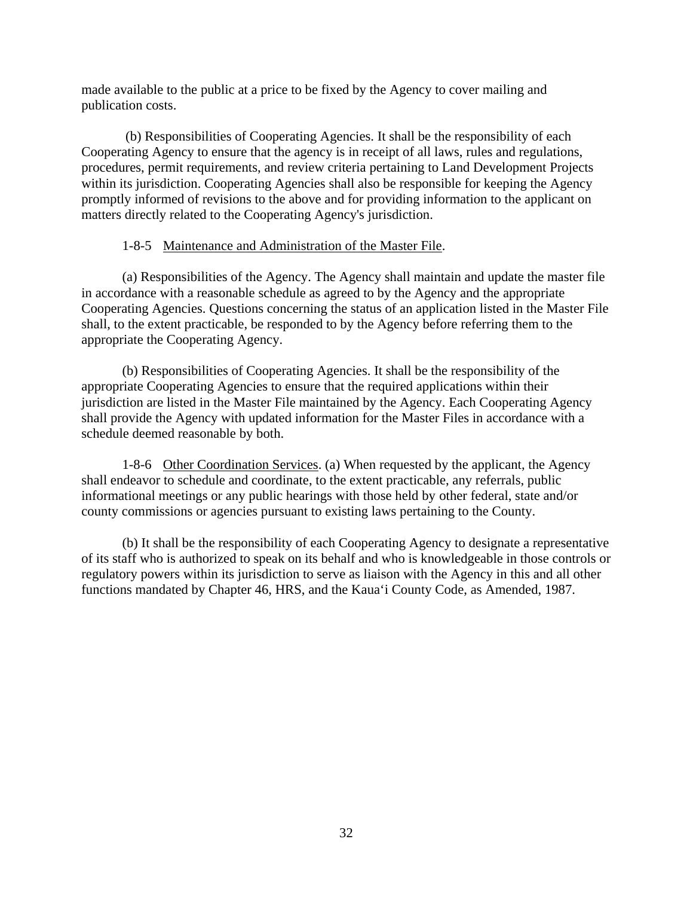made available to the public at a price to be fixed by the Agency to cover mailing and publication costs.

(b) Responsibilities of Cooperating Agencies. It shall be the responsibility of each Cooperating Agency to ensure that the agency is in receipt of all laws, rules and regulations, procedures, permit requirements, and review criteria pertaining to Land Development Projects within its jurisdiction. Cooperating Agencies shall also be responsible for keeping the Agency promptly informed of revisions to the above and for providing information to the applicant on matters directly related to the Cooperating Agency's jurisdiction.

1-8-5 <u>Maintenance and Administration of the Master File</u>.

(a) Responsibilities of the Agency. The Agency shall maintain and update the master file in accordance with a reasonable schedule as agreed to by the Agency and the appropriate Cooperating Agencies. Questions concerning the status of an application listed in the Master File shall, to the extent practicable, be responded to by the Agency before referring them to the appropriate the Cooperating Agency.

(b) Responsibilities of Cooperating Agencies. It shall be the responsibility of the appropriate Cooperating Agencies to ensure that the required applications within their jurisdiction are listed in the Master File maintained by the Agency. Each Cooperating Agency shall provide the Agency with updated information for the Master Files in accordance with a schedule deemed reasonable by both.

1-8-6 <u>Other Coordination Services</u>. (a) When requested by the applicant, the Agency shall endeavor to schedule and coordinate, to the extent practicable, any referrals, public informational meetings or any public hearings with those held by other federal, state and/or county commissions or agencies pursuant to existing laws pertaining to the County.

(b) It shall be the responsibility of each Cooperating Agency to designate a representative of its staff who is authorized to speak on its behalf and who is knowledgeable in those controls or regulatory powers within its jurisdiction to serve as liaison with the Agency in this and all other functions mandated by Chapter 46, HRS, and the Kauaʻi County Code, as Amended, 1987.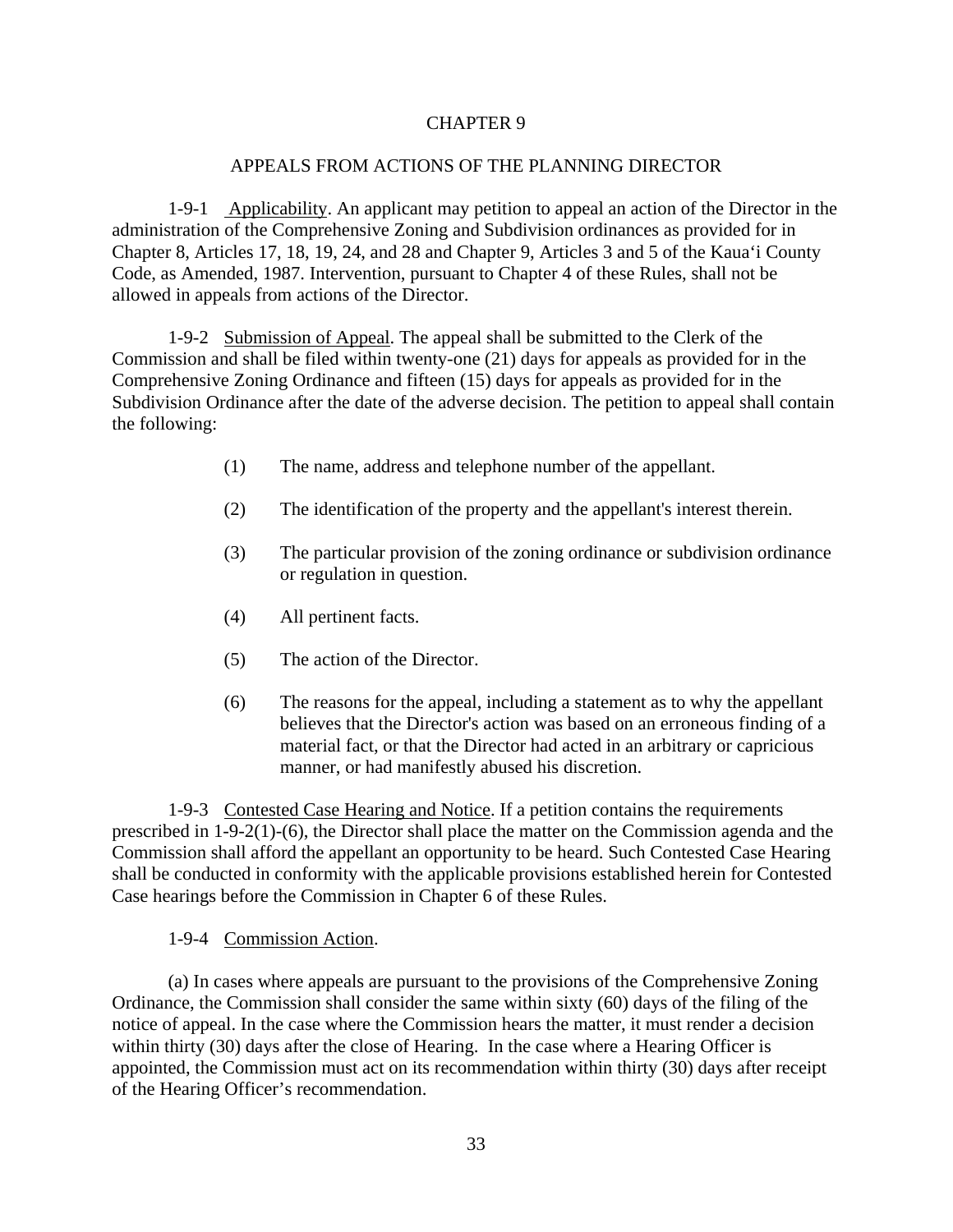# CHAPTER 9

## APPEALS FROM ACTIONS OF THE PLANNING DIRECTOR

1-9-1 Applicability. An applicant may petition to appeal an action of the Director in the administration of the Comprehensive Zoning and Subdivision ordinances as provided for in Chapter 8, Articles 17, 18, 19, 24, and 28 and Chapter 9, Articles 3 and 5 of the Kaua'i County Code, as Amended, 1987. Intervention, pursuant to Chapter 4 of these Rules, shall not be allowed in appeals from actions of the Director.

1-9-2 Submission of Appeal. The appeal shall be submitted to the Clerk of the Commission and shall be filed within twenty-one (21) days for appeals as provided for in the Comprehensive Zoning Ordinance and fifteen (15) days for appeals as provided for in the Subdivision Ordinance after the date of the adverse decision. The petition to appeal shall contain the following:

(1) The name, address and telephone number of the appellant.

(2) The identification of the property and the appellant's interest therein.

(3) The particular provision of the zoning ordinance or subdivision ordinance or regulation in question.

(4) All pertinent facts.

(5) The action of the Director.

(6) The reasons for the appeal, including a statement as to why the appellant believes that the Director's action was based on an erroneous finding of a material fact, or that the Director had acted in an arbitrary or capricious manner, or had manifestly abused his discretion.

1-9-3 Contested Case Hearing and Notice. If a petition contains the requirements prescribed in 1-9-2(1)-(6), the Director shall place the matter on the Commission agenda and the Commission shall afford the appellant an opportunity to be heard. Such Contested Case Hearing shall be conducted in conformity with the applicable provisions established herein for Contested Case hearings before the Commission in Chapter 6 of these Rules.

1-9-4 Commission Action.

(a) In cases where appeals are pursuant to the provisions of the Comprehensive Zoning Ordinance, the Commission shall consider the same within sixty (60) days of the filing of the notice of appeal. In the case where the Commission hears the matter, it must render a decision within thirty (30) days after the close of Hearing. In the case where a Hearing Officer is appointed, the Commission must act on its recommendation within thirty (30) days after receipt of the Hearing Officer's recommendation.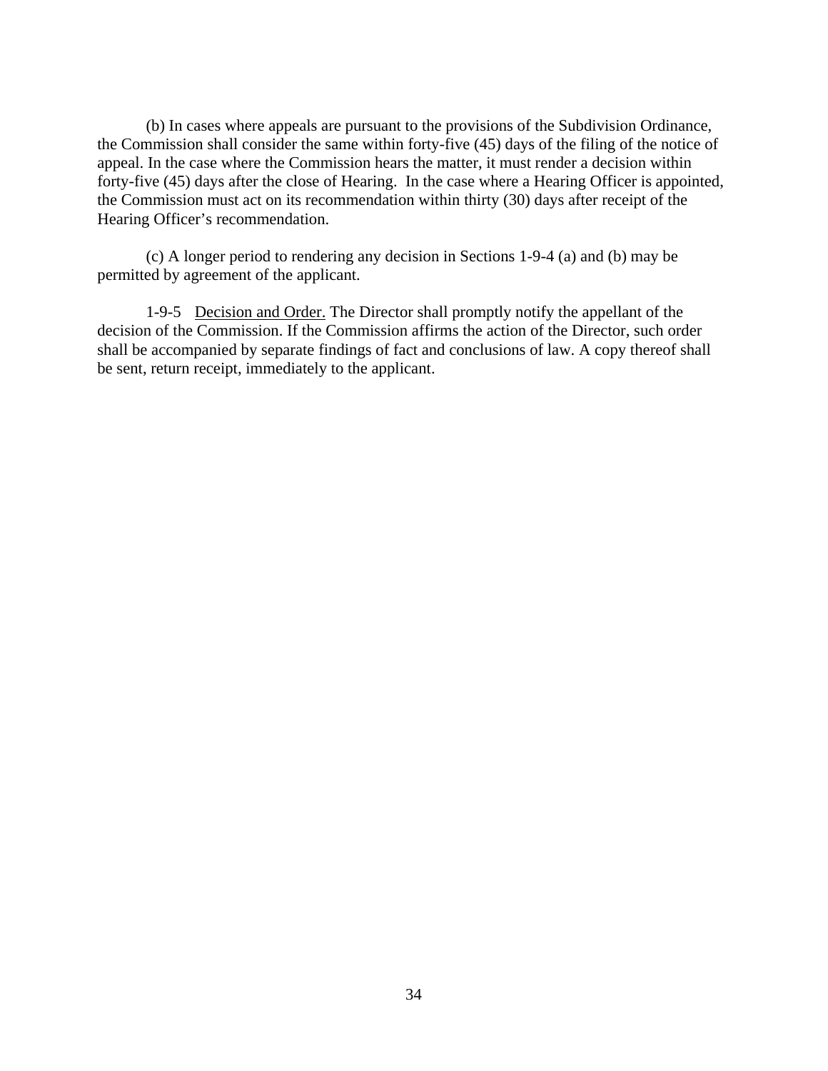(b) In cases where appeals are pursuant to the provisions of the Subdivision Ordinance, the Commission shall consider the same within forty-five (45) days of the filing of the notice of appeal. In the case where the Commission hears the matter, it must render a decision within forty-five (45) days after the close of Hearing. In the case where a Hearing Officer is appointed, the Commission must act on its recommendation within thirty (30) days after receipt of the Hearing Officer's recommendation.

(c) A longer period to rendering any decision in Sections 1-9-4 (a) and (b) may be permitted by agreement of the applicant.

1-9-5 <u>Decision and Order.</u> The Director shall promptly notify the appellant of the decision of the Commission. If the Commission affirms the action of the Director, such order shall be accompanied by separate findings of fact and conclusions of law. A copy thereof shall be sent, return receipt, immediately to the applicant.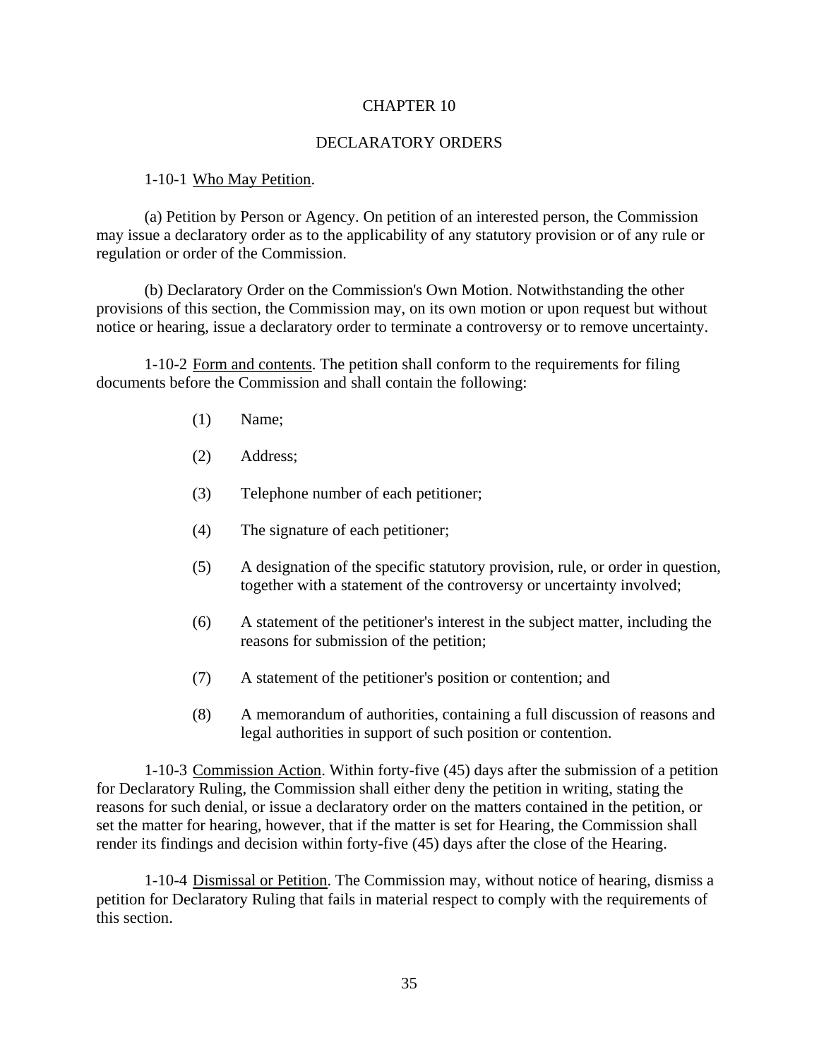# CHAPTER 10

## DECLARATORY ORDERS

1-10-1 Who May Petition.

(a) Petition by Person or Agency. On petition of an interested person, the Commission may issue a declaratory order as to the applicability of any statutory provision or of any rule or regulation or order of the Commission.

(b) Declaratory Order on the Commission's Own Motion. Notwithstanding the other provisions of this section, the Commission may, on its own motion or upon request but without notice or hearing, issue a declaratory order to terminate a controversy or to remove uncertainty.

1-10-2 Form and contents. The petition shall conform to the requirements for filing documents before the Commission and shall contain the following:

(1) Name;

(2) Address;

(3) Telephone number of each petitioner;

(4) The signature of each petitioner;

(5) A designation of the specific statutory provision, rule, or order in question, together with a statement of the controversy or uncertainty involved;

(6) A statement of the petitioner's interest in the subject matter, including the reasons for submission of the petition;

(7) A statement of the petitioner's position or contention; and

(8) A memorandum of authorities, containing a full discussion of reasons and legal authorities in support of such position or contention.

1-10-3 Commission Action. Within forty-five (45) days after the submission of a petition for Declaratory Ruling, the Commission shall either deny the petition in writing, stating the reasons for such denial, or issue a declaratory order on the matters contained in the petition, or set the matter for hearing, however, that if the matter is set for Hearing, the Commission shall render its findings and decision within forty-five (45) days after the close of the Hearing.

1-10-4 Dismissal or Petition. The Commission may, without notice of hearing, dismiss a petition for Declaratory Ruling that fails in material respect to comply with the requirements of this section.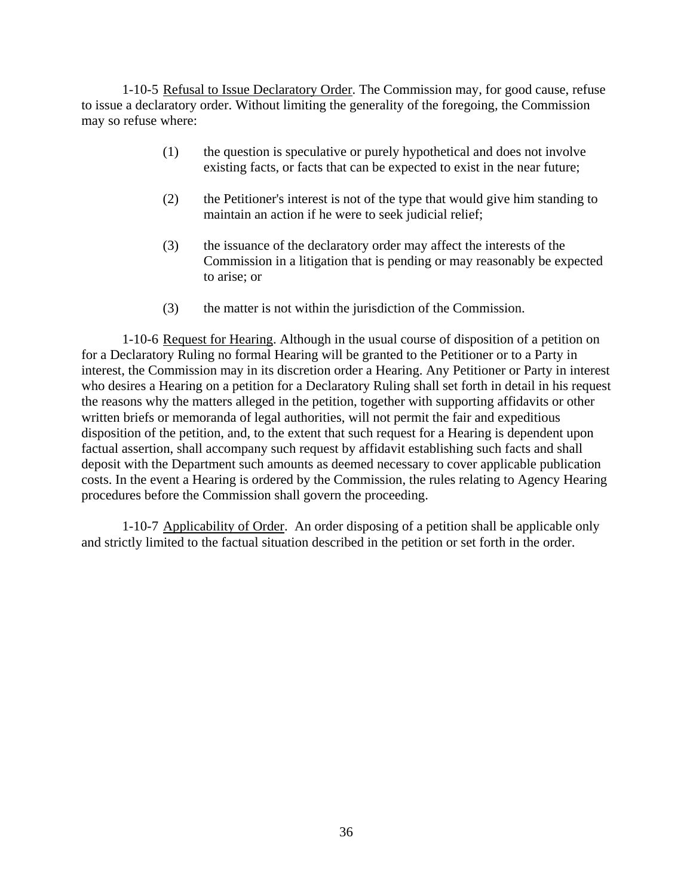1-10-5 <u>Refusal to Issue Declaratory Order</u>. The Commission may, for good cause, refuse to issue a declaratory order. Without limiting the generality of the foregoing, the Commission may so refuse where:

> (1) the question is speculative or purely hypothetical and does not involve existing facts, or facts that can be expected to exist in the near future;
>
> (2) the Petitioner's interest is not of the type that would give him standing to maintain an action if he were to seek judicial relief;
>
> (3) the issuance of the declaratory order may affect the interests of the Commission in a litigation that is pending or may reasonably be expected to arise; or
>
> (3) the matter is not within the jurisdiction of the Commission.

1-10-6 <u>Request for Hearing</u>. Although in the usual course of disposition of a petition on for a Declaratory Ruling no formal Hearing will be granted to the Petitioner or to a Party in interest, the Commission may in its discretion order a Hearing. Any Petitioner or Party in interest who desires a Hearing on a petition for a Declaratory Ruling shall set forth in detail in his request the reasons why the matters alleged in the petition, together with supporting affidavits or other written briefs or memoranda of legal authorities, will not permit the fair and expeditious disposition of the petition, and, to the extent that such request for a Hearing is dependent upon factual assertion, shall accompany such request by affidavit establishing such facts and shall deposit with the Department such amounts as deemed necessary to cover applicable publication costs. In the event a Hearing is ordered by the Commission, the rules relating to Agency Hearing procedures before the Commission shall govern the proceeding.

1-10-7 <u>Applicability of Order</u>. An order disposing of a petition shall be applicable only and strictly limited to the factual situation described in the petition or set forth in the order.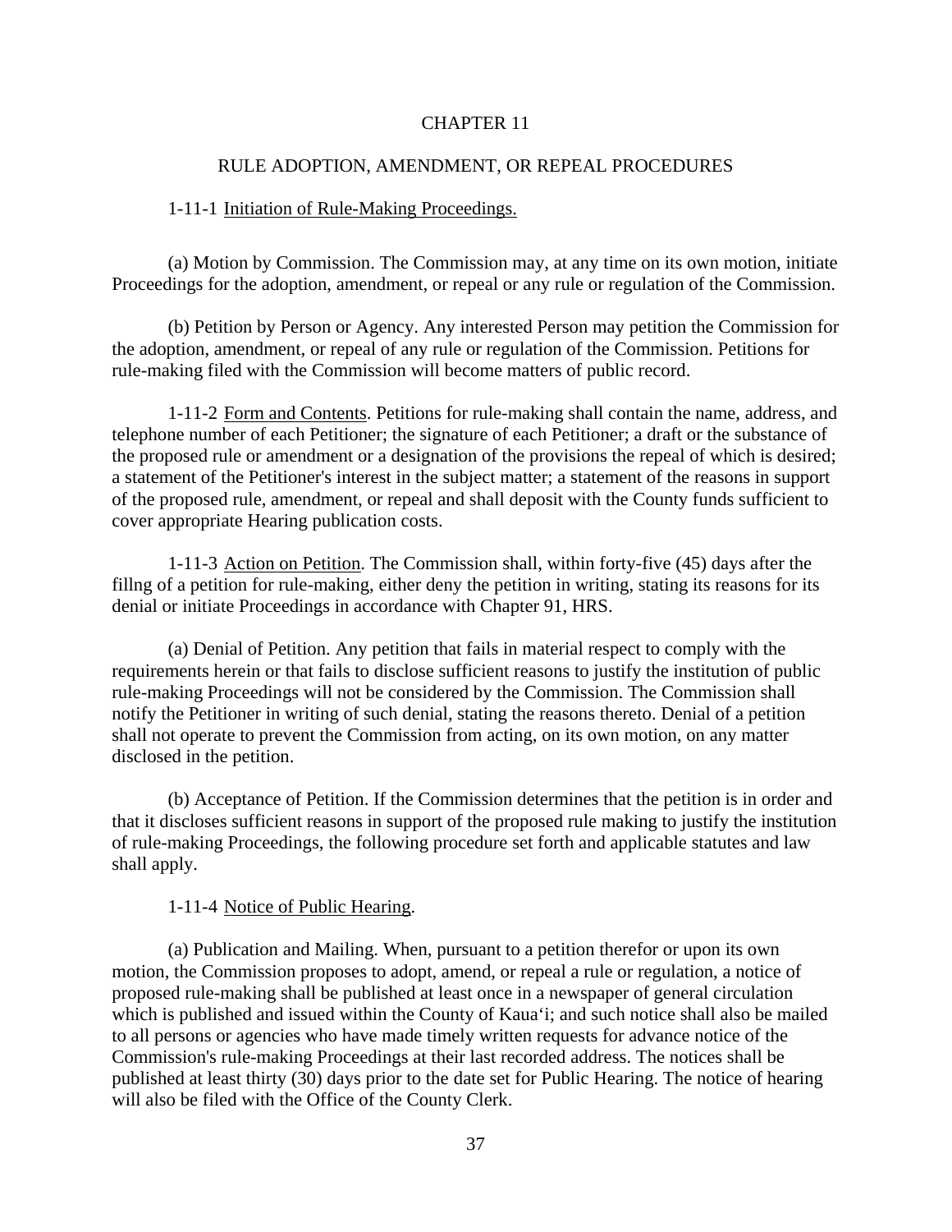# CHAPTER 11

## RULE ADOPTION, AMENDMENT, OR REPEAL PROCEDURES

1-11-1 Initiation of Rule-Making Proceedings.

(a) Motion by Commission. The Commission may, at any time on its own motion, initiate Proceedings for the adoption, amendment, or repeal or any rule or regulation of the Commission.

(b) Petition by Person or Agency. Any interested Person may petition the Commission for the adoption, amendment, or repeal of any rule or regulation of the Commission. Petitions for rule-making filed with the Commission will become matters of public record.

1-11-2 Form and Contents. Petitions for rule-making shall contain the name, address, and telephone number of each Petitioner; the signature of each Petitioner; a draft or the substance of the proposed rule or amendment or a designation of the provisions the repeal of which is desired; a statement of the Petitioner's interest in the subject matter; a statement of the reasons in support of the proposed rule, amendment, or repeal and shall deposit with the County funds sufficient to cover appropriate Hearing publication costs.

1-11-3 Action on Petition. The Commission shall, within forty-five (45) days after the fillng of a petition for rule-making, either deny the petition in writing, stating its reasons for its denial or initiate Proceedings in accordance with Chapter 91, HRS.

(a) Denial of Petition. Any petition that fails in material respect to comply with the requirements herein or that fails to disclose sufficient reasons to justify the institution of public rule-making Proceedings will not be considered by the Commission. The Commission shall notify the Petitioner in writing of such denial, stating the reasons thereto. Denial of a petition shall not operate to prevent the Commission from acting, on its own motion, on any matter disclosed in the petition.

(b) Acceptance of Petition. If the Commission determines that the petition is in order and that it discloses sufficient reasons in support of the proposed rule making to justify the institution of rule-making Proceedings, the following procedure set forth and applicable statutes and law shall apply.

1-11-4 Notice of Public Hearing.

(a) Publication and Mailing. When, pursuant to a petition therefor or upon its own motion, the Commission proposes to adopt, amend, or repeal a rule or regulation, a notice of proposed rule-making shall be published at least once in a newspaper of general circulation which is published and issued within the County of Kauaʻi; and such notice shall also be mailed to all persons or agencies who have made timely written requests for advance notice of the Commission's rule-making Proceedings at their last recorded address. The notices shall be published at least thirty (30) days prior to the date set for Public Hearing. The notice of hearing will also be filed with the Office of the County Clerk.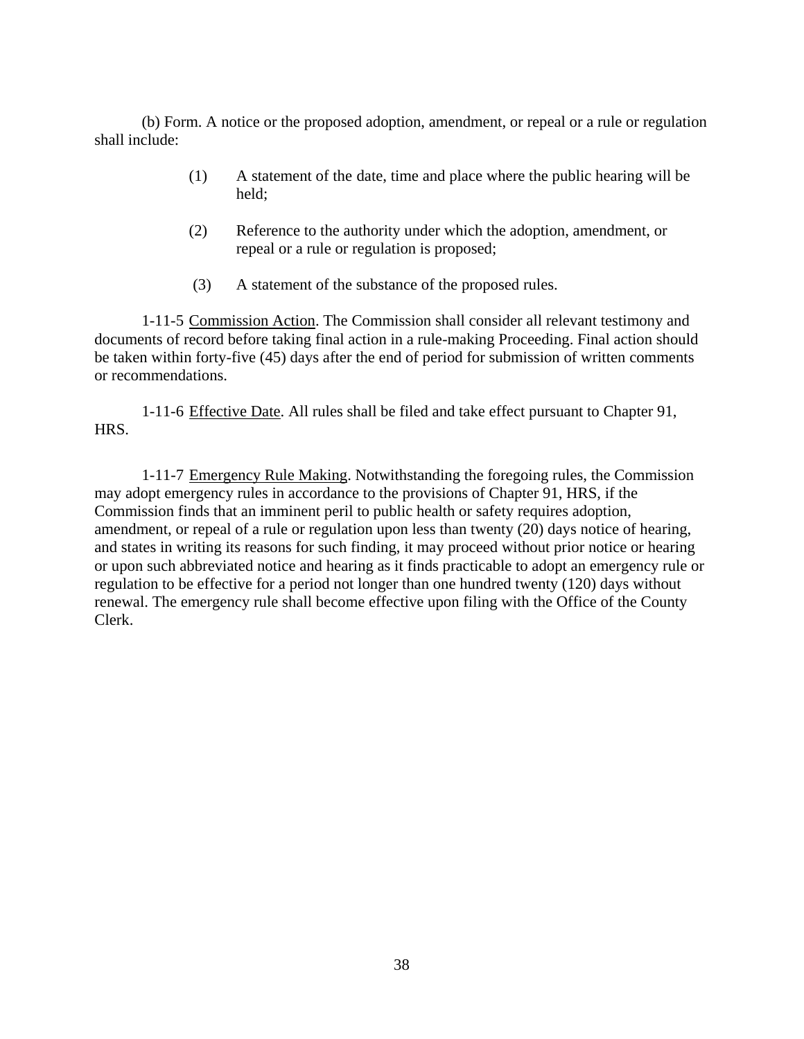(b) Form. A notice or the proposed adoption, amendment, or repeal or a rule or regulation shall include:

(1) A statement of the date, time and place where the public hearing will be held;

(2) Reference to the authority under which the adoption, amendment, or repeal or a rule or regulation is proposed;

(3) A statement of the substance of the proposed rules.

1-11-5 <u>Commission Action</u>. The Commission shall consider all relevant testimony and documents of record before taking final action in a rule-making Proceeding. Final action should be taken within forty-five (45) days after the end of period for submission of written comments or recommendations.

1-11-6 <u>Effective Date</u>. All rules shall be filed and take effect pursuant to Chapter 91, HRS.

1-11-7 <u>Emergency Rule Making</u>. Notwithstanding the foregoing rules, the Commission may adopt emergency rules in accordance to the provisions of Chapter 91, HRS, if the Commission finds that an imminent peril to public health or safety requires adoption, amendment, or repeal of a rule or regulation upon less than twenty (20) days notice of hearing, and states in writing its reasons for such finding, it may proceed without prior notice or hearing or upon such abbreviated notice and hearing as it finds practicable to adopt an emergency rule or regulation to be effective for a period not longer than one hundred twenty (120) days without renewal. The emergency rule shall become effective upon filing with the Office of the County Clerk.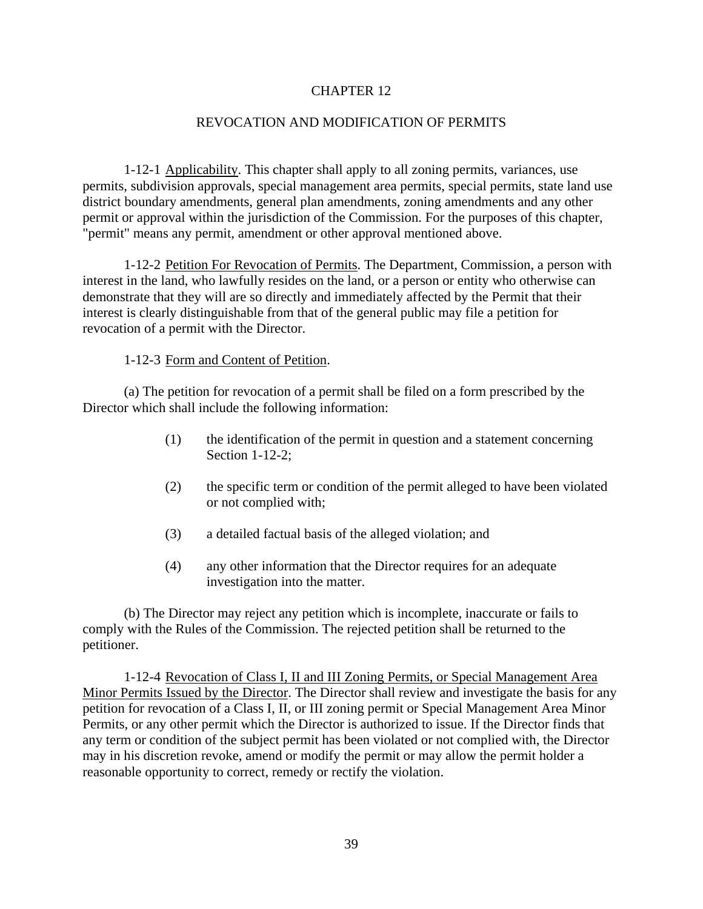# CHAPTER 12

## REVOCATION AND MODIFICATION OF PERMITS

1-12-1 Applicability. This chapter shall apply to all zoning permits, variances, use permits, subdivision approvals, special management area permits, special permits, state land use district boundary amendments, general plan amendments, zoning amendments and any other permit or approval within the jurisdiction of the Commission. For the purposes of this chapter, "permit" means any permit, amendment or other approval mentioned above.

1-12-2 Petition For Revocation of Permits. The Department, Commission, a person with interest in the land, who lawfully resides on the land, or a person or entity who otherwise can demonstrate that they will are so directly and immediately affected by the Permit that their interest is clearly distinguishable from that of the general public may file a petition for revocation of a permit with the Director.

1-12-3 Form and Content of Petition.

(a) The petition for revocation of a permit shall be filed on a form prescribed by the Director which shall include the following information:

(1) the identification of the permit in question and a statement concerning Section 1-12-2;

(2) the specific term or condition of the permit alleged to have been violated or not complied with;

(3) a detailed factual basis of the alleged violation; and

(4) any other information that the Director requires for an adequate investigation into the matter.

(b) The Director may reject any petition which is incomplete, inaccurate or fails to comply with the Rules of the Commission. The rejected petition shall be returned to the petitioner.

1-12-4 Revocation of Class I, II and III Zoning Permits, or Special Management Area Minor Permits Issued by the Director. The Director shall review and investigate the basis for any petition for revocation of a Class I, II, or III zoning permit or Special Management Area Minor Permits, or any other permit which the Director is authorized to issue. If the Director finds that any term or condition of the subject permit has been violated or not complied with, the Director may in his discretion revoke, amend or modify the permit or may allow the permit holder a reasonable opportunity to correct, remedy or rectify the violation.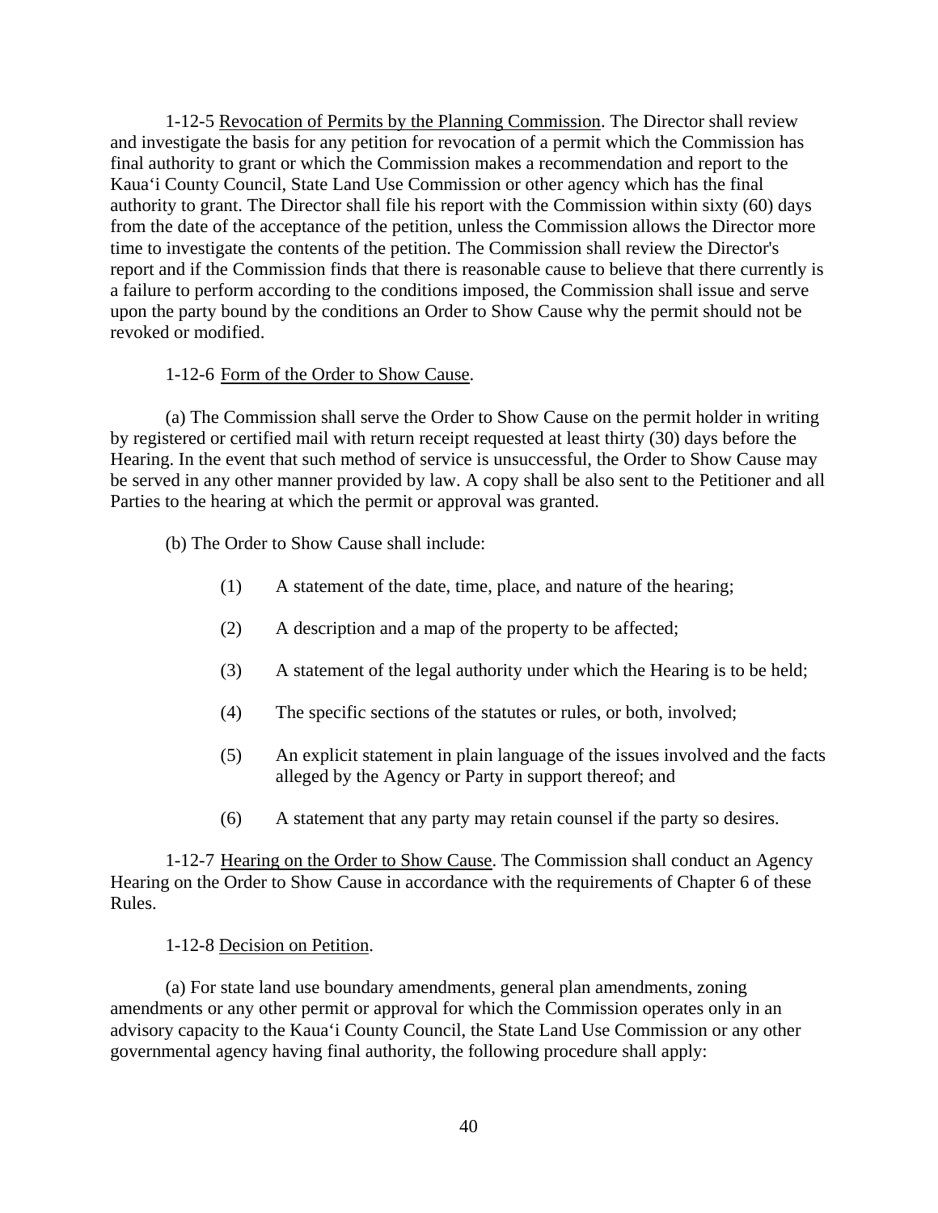1-12-5 <u>Revocation of Permits by the Planning Commission</u>. The Director shall review and investigate the basis for any petition for revocation of a permit which the Commission has final authority to grant or which the Commission makes a recommendation and report to the Kauaʻi County Council, State Land Use Commission or other agency which has the final authority to grant. The Director shall file his report with the Commission within sixty (60) days from the date of the acceptance of the petition, unless the Commission allows the Director more time to investigate the contents of the petition. The Commission shall review the Director's report and if the Commission finds that there is reasonable cause to believe that there currently is a failure to perform according to the conditions imposed, the Commission shall issue and serve upon the party bound by the conditions an Order to Show Cause why the permit should not be revoked or modified.

1-12-6 <u>Form of the Order to Show Cause</u>.

(a) The Commission shall serve the Order to Show Cause on the permit holder in writing by registered or certified mail with return receipt requested at least thirty (30) days before the Hearing. In the event that such method of service is unsuccessful, the Order to Show Cause may be served in any other manner provided by law. A copy shall be also sent to the Petitioner and all Parties to the hearing at which the permit or approval was granted.

(b) The Order to Show Cause shall include:

(1) A statement of the date, time, place, and nature of the hearing;

(2) A description and a map of the property to be affected;

(3) A statement of the legal authority under which the Hearing is to be held;

(4) The specific sections of the statutes or rules, or both, involved;

(5) An explicit statement in plain language of the issues involved and the facts alleged by the Agency or Party in support thereof; and

(6) A statement that any party may retain counsel if the party so desires.

1-12-7 <u>Hearing on the Order to Show Cause</u>. The Commission shall conduct an Agency Hearing on the Order to Show Cause in accordance with the requirements of Chapter 6 of these Rules.

1-12-8 <u>Decision on Petition</u>.

(a) For state land use boundary amendments, general plan amendments, zoning amendments or any other permit or approval for which the Commission operates only in an advisory capacity to the Kauaʻi County Council, the State Land Use Commission or any other governmental agency having final authority, the following procedure shall apply: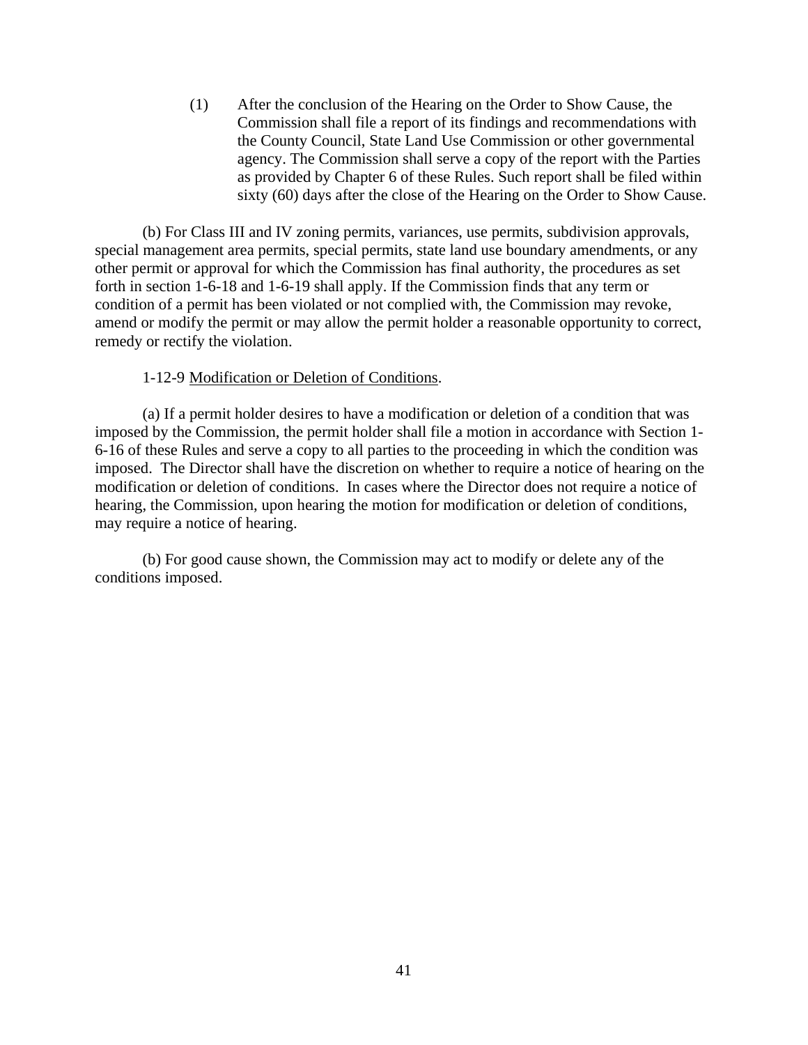(1) After the conclusion of the Hearing on the Order to Show Cause, the Commission shall file a report of its findings and recommendations with the County Council, State Land Use Commission or other governmental agency. The Commission shall serve a copy of the report with the Parties as provided by Chapter 6 of these Rules. Such report shall be filed within sixty (60) days after the close of the Hearing on the Order to Show Cause.

(b) For Class III and IV zoning permits, variances, use permits, subdivision approvals, special management area permits, special permits, state land use boundary amendments, or any other permit or approval for which the Commission has final authority, the procedures as set forth in section 1-6-18 and 1-6-19 shall apply. If the Commission finds that any term or condition of a permit has been violated or not complied with, the Commission may revoke, amend or modify the permit or may allow the permit holder a reasonable opportunity to correct, remedy or rectify the violation.

1-12-9 <u>Modification or Deletion of Conditions</u>.

(a) If a permit holder desires to have a modification or deletion of a condition that was imposed by the Commission, the permit holder shall file a motion in accordance with Section 1-6-16 of these Rules and serve a copy to all parties to the proceeding in which the condition was imposed. The Director shall have the discretion on whether to require a notice of hearing on the modification or deletion of conditions. In cases where the Director does not require a notice of hearing, the Commission, upon hearing the motion for modification or deletion of conditions, may require a notice of hearing.

(b) For good cause shown, the Commission may act to modify or delete any of the conditions imposed.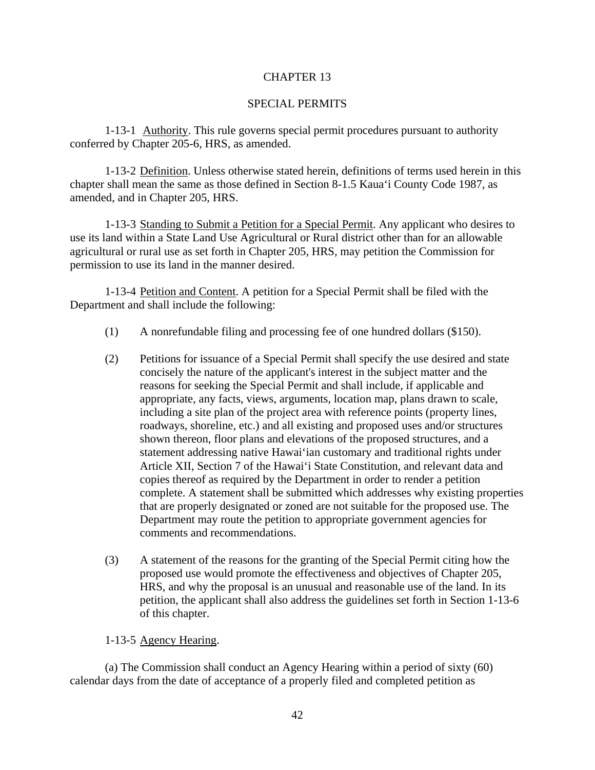# CHAPTER 13

## SPECIAL PERMITS

1-13-1 Authority. This rule governs special permit procedures pursuant to authority conferred by Chapter 205-6, HRS, as amended.

1-13-2 Definition. Unless otherwise stated herein, definitions of terms used herein in this chapter shall mean the same as those defined in Section 8-1.5 Kaua'i County Code 1987, as amended, and in Chapter 205, HRS.

1-13-3 Standing to Submit a Petition for a Special Permit. Any applicant who desires to use its land within a State Land Use Agricultural or Rural district other than for an allowable agricultural or rural use as set forth in Chapter 205, HRS, may petition the Commission for permission to use its land in the manner desired.

1-13-4 Petition and Content. A petition for a Special Permit shall be filed with the Department and shall include the following:

(1) A nonrefundable filing and processing fee of one hundred dollars ($150).

(2) Petitions for issuance of a Special Permit shall specify the use desired and state concisely the nature of the applicant's interest in the subject matter and the reasons for seeking the Special Permit and shall include, if applicable and appropriate, any facts, views, arguments, location map, plans drawn to scale, including a site plan of the project area with reference points (property lines, roadways, shoreline, etc.) and all existing and proposed uses and/or structures shown thereon, floor plans and elevations of the proposed structures, and a statement addressing native Hawai'ian customary and traditional rights under Article XII, Section 7 of the Hawai'i State Constitution, and relevant data and copies thereof as required by the Department in order to render a petition complete. A statement shall be submitted which addresses why existing properties that are properly designated or zoned are not suitable for the proposed use. The Department may route the petition to appropriate government agencies for comments and recommendations.

(3) A statement of the reasons for the granting of the Special Permit citing how the proposed use would promote the effectiveness and objectives of Chapter 205, HRS, and why the proposal is an unusual and reasonable use of the land. In its petition, the applicant shall also address the guidelines set forth in Section 1-13-6 of this chapter.

1-13-5 Agency Hearing.

(a) The Commission shall conduct an Agency Hearing within a period of sixty (60) calendar days from the date of acceptance of a properly filed and completed petition as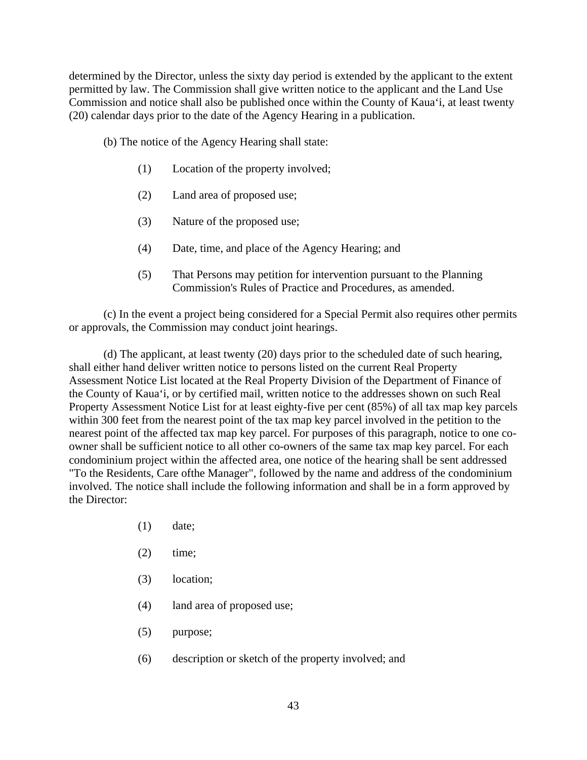determined by the Director, unless the sixty day period is extended by the applicant to the extent permitted by law. The Commission shall give written notice to the applicant and the Land Use Commission and notice shall also be published once within the County of Kaua‘i, at least twenty (20) calendar days prior to the date of the Agency Hearing in a publication.

(b) The notice of the Agency Hearing shall state:

(1) Location of the property involved;

(2) Land area of proposed use;

(3) Nature of the proposed use;

(4) Date, time, and place of the Agency Hearing; and

(5) That Persons may petition for intervention pursuant to the Planning Commission's Rules of Practice and Procedures, as amended.

(c) In the event a project being considered for a Special Permit also requires other permits or approvals, the Commission may conduct joint hearings.

(d) The applicant, at least twenty (20) days prior to the scheduled date of such hearing, shall either hand deliver written notice to persons listed on the current Real Property Assessment Notice List located at the Real Property Division of the Department of Finance of the County of Kaua‘i, or by certified mail, written notice to the addresses shown on such Real Property Assessment Notice List for at least eighty-five per cent (85%) of all tax map key parcels within 300 feet from the nearest point of the tax map key parcel involved in the petition to the nearest point of the affected tax map key parcel. For purposes of this paragraph, notice to one co-owner shall be sufficient notice to all other co-owners of the same tax map key parcel. For each condominium project within the affected area, one notice of the hearing shall be sent addressed "To the Residents, Care ofthe Manager", followed by the name and address of the condominium involved. The notice shall include the following information and shall be in a form approved by the Director:

(1) date;

(2) time;

(3) location;

(4) land area of proposed use;

(5) purpose;

(6) description or sketch of the property involved; and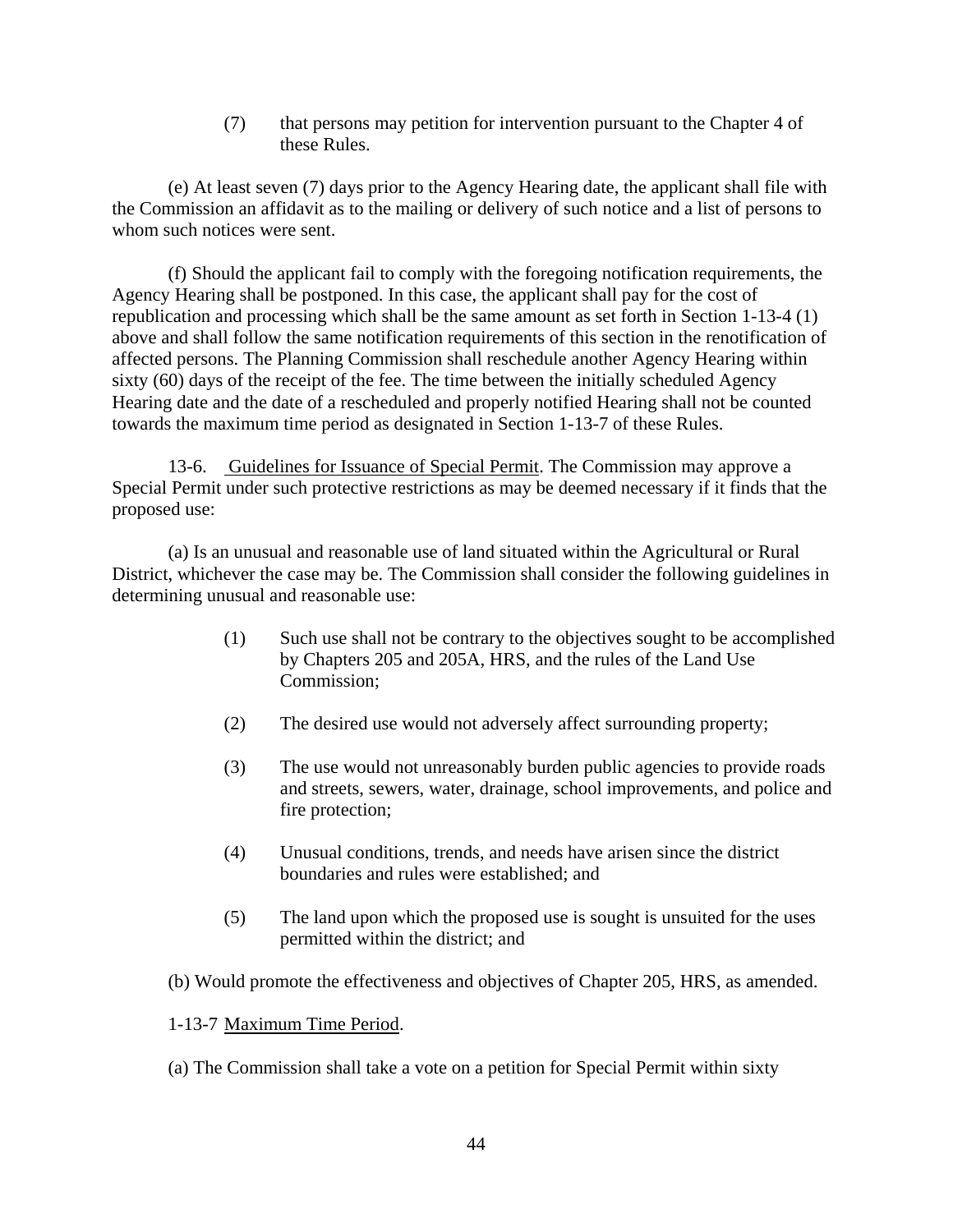(7) that persons may petition for intervention pursuant to the Chapter 4 of these Rules.

(e) At least seven (7) days prior to the Agency Hearing date, the applicant shall file with the Commission an affidavit as to the mailing or delivery of such notice and a list of persons to whom such notices were sent.

(f) Should the applicant fail to comply with the foregoing notification requirements, the Agency Hearing shall be postponed. In this case, the applicant shall pay for the cost of republication and processing which shall be the same amount as set forth in Section 1-13-4 (1) above and shall follow the same notification requirements of this section in the renotification of affected persons. The Planning Commission shall reschedule another Agency Hearing within sixty (60) days of the receipt of the fee. The time between the initially scheduled Agency Hearing date and the date of a rescheduled and properly notified Hearing shall not be counted towards the maximum time period as designated in Section 1-13-7 of these Rules.

13-6. Guidelines for Issuance of Special Permit. The Commission may approve a Special Permit under such protective restrictions as may be deemed necessary if it finds that the proposed use:

(a) Is an unusual and reasonable use of land situated within the Agricultural or Rural District, whichever the case may be. The Commission shall consider the following guidelines in determining unusual and reasonable use:

(1) Such use shall not be contrary to the objectives sought to be accomplished by Chapters 205 and 205A, HRS, and the rules of the Land Use Commission;

(2) The desired use would not adversely affect surrounding property;

(3) The use would not unreasonably burden public agencies to provide roads and streets, sewers, water, drainage, school improvements, and police and fire protection;

(4) Unusual conditions, trends, and needs have arisen since the district boundaries and rules were established; and

(5) The land upon which the proposed use is sought is unsuited for the uses permitted within the district; and

(b) Would promote the effectiveness and objectives of Chapter 205, HRS, as amended.

1-13-7 Maximum Time Period.

(a) The Commission shall take a vote on a petition for Special Permit within sixty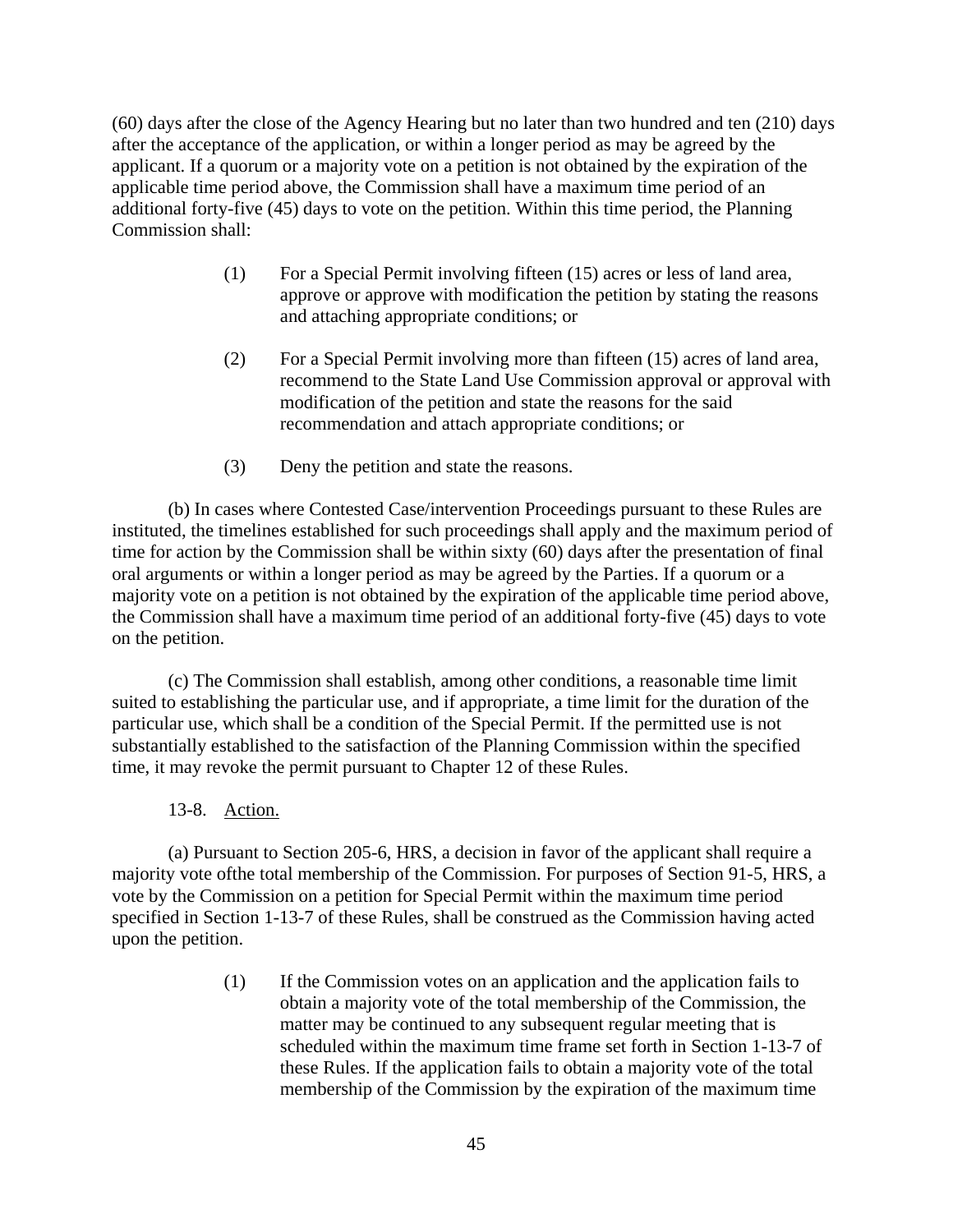(60) days after the close of the Agency Hearing but no later than two hundred and ten (210) days after the acceptance of the application, or within a longer period as may be agreed by the applicant. If a quorum or a majority vote on a petition is not obtained by the expiration of the applicable time period above, the Commission shall have a maximum time period of an additional forty-five (45) days to vote on the petition. Within this time period, the Planning Commission shall:

(1) For a Special Permit involving fifteen (15) acres or less of land area, approve or approve with modification the petition by stating the reasons and attaching appropriate conditions; or

(2) For a Special Permit involving more than fifteen (15) acres of land area, recommend to the State Land Use Commission approval or approval with modification of the petition and state the reasons for the said recommendation and attach appropriate conditions; or

(3) Deny the petition and state the reasons.

(b) In cases where Contested Case/intervention Proceedings pursuant to these Rules are instituted, the timelines established for such proceedings shall apply and the maximum period of time for action by the Commission shall be within sixty (60) days after the presentation of final oral arguments or within a longer period as may be agreed by the Parties. If a quorum or a majority vote on a petition is not obtained by the expiration of the applicable time period above, the Commission shall have a maximum time period of an additional forty-five (45) days to vote on the petition.

(c) The Commission shall establish, among other conditions, a reasonable time limit suited to establishing the particular use, and if appropriate, a time limit for the duration of the particular use, which shall be a condition of the Special Permit. If the permitted use is not substantially established to the satisfaction of the Planning Commission within the specified time, it may revoke the permit pursuant to Chapter 12 of these Rules.

13-8. Action.

(a) Pursuant to Section 205-6, HRS, a decision in favor of the applicant shall require a majority vote ofthe total membership of the Commission. For purposes of Section 91-5, HRS, a vote by the Commission on a petition for Special Permit within the maximum time period specified in Section 1-13-7 of these Rules, shall be construed as the Commission having acted upon the petition.

(1) If the Commission votes on an application and the application fails to obtain a majority vote of the total membership of the Commission, the matter may be continued to any subsequent regular meeting that is scheduled within the maximum time frame set forth in Section 1-13-7 of these Rules. If the application fails to obtain a majority vote of the total membership of the Commission by the expiration of the maximum time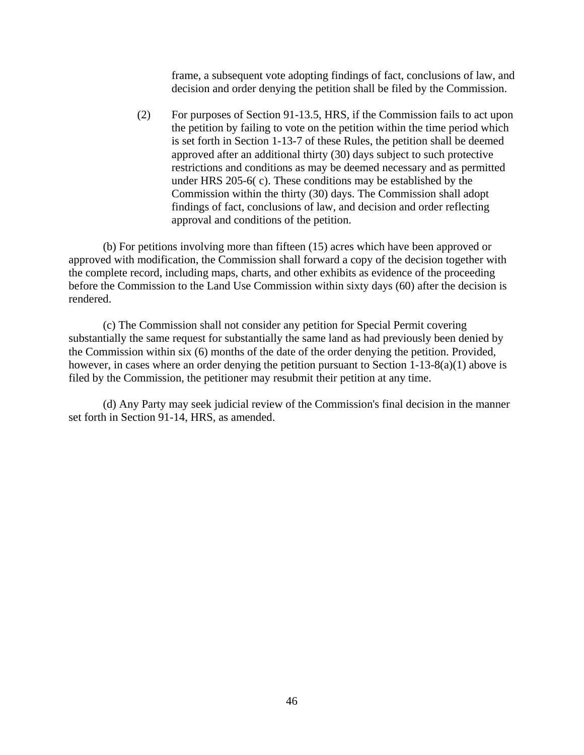frame, a subsequent vote adopting findings of fact, conclusions of law, and decision and order denying the petition shall be filed by the Commission.

(2) For purposes of Section 91-13.5, HRS, if the Commission fails to act upon the petition by failing to vote on the petition within the time period which is set forth in Section 1-13-7 of these Rules, the petition shall be deemed approved after an additional thirty (30) days subject to such protective restrictions and conditions as may be deemed necessary and as permitted under HRS 205-6( c). These conditions may be established by the Commission within the thirty (30) days. The Commission shall adopt findings of fact, conclusions of law, and decision and order reflecting approval and conditions of the petition.

(b) For petitions involving more than fifteen (15) acres which have been approved or approved with modification, the Commission shall forward a copy of the decision together with the complete record, including maps, charts, and other exhibits as evidence of the proceeding before the Commission to the Land Use Commission within sixty days (60) after the decision is rendered.

(c) The Commission shall not consider any petition for Special Permit covering substantially the same request for substantially the same land as had previously been denied by the Commission within six (6) months of the date of the order denying the petition. Provided, however, in cases where an order denying the petition pursuant to Section 1-13-8(a)(1) above is filed by the Commission, the petitioner may resubmit their petition at any time.

(d) Any Party may seek judicial review of the Commission's final decision in the manner set forth in Section 91-14, HRS, as amended.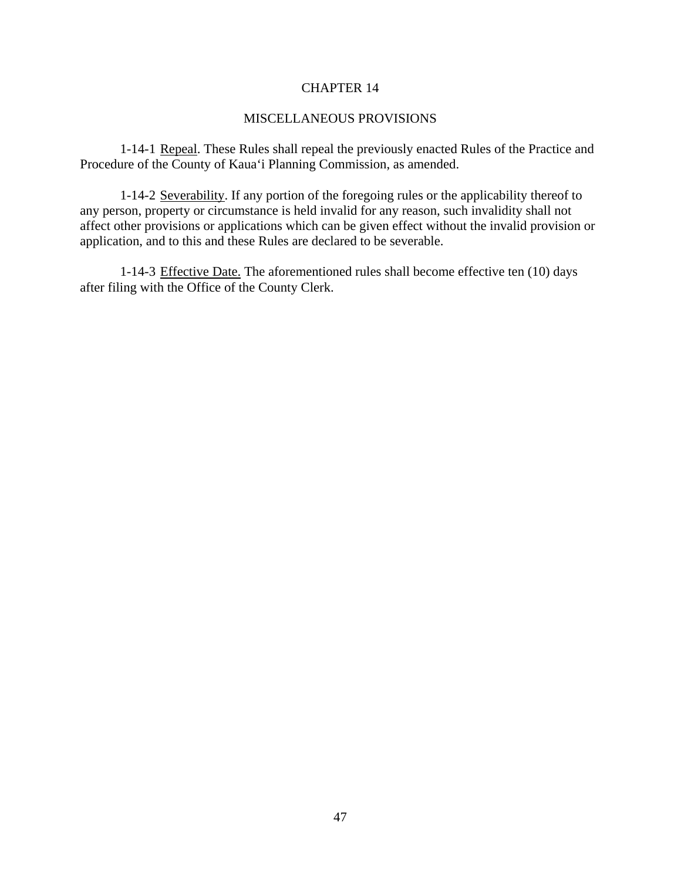# CHAPTER 14

## MISCELLANEOUS PROVISIONS

1-14-1 Repeal. These Rules shall repeal the previously enacted Rules of the Practice and Procedure of the County of Kaua'i Planning Commission, as amended.

1-14-2 Severability. If any portion of the foregoing rules or the applicability thereof to any person, property or circumstance is held invalid for any reason, such invalidity shall not affect other provisions or applications which can be given effect without the invalid provision or application, and to this and these Rules are declared to be severable.

1-14-3 Effective Date. The aforementioned rules shall become effective ten (10) days after filing with the Office of the County Clerk.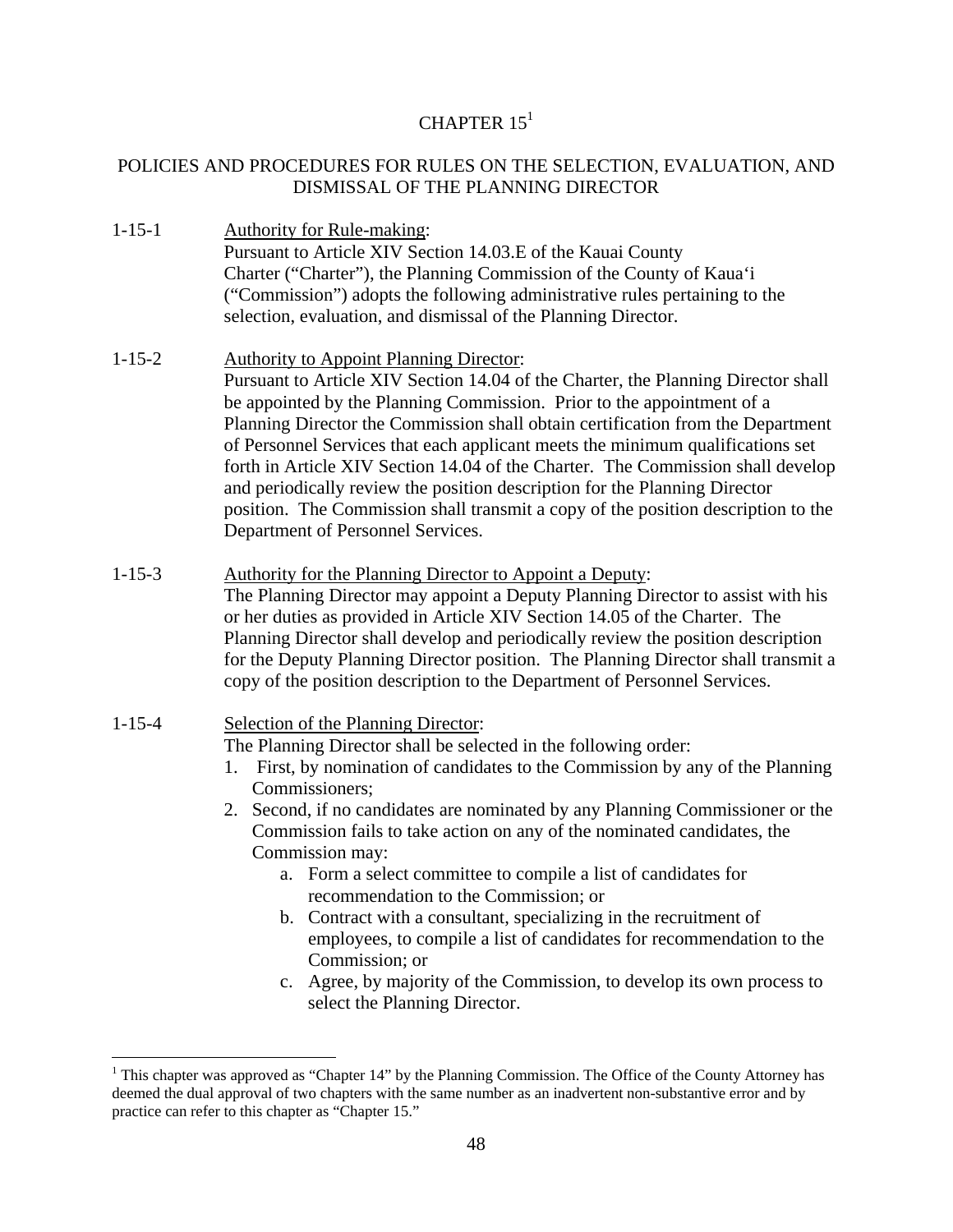# CHAPTER 15[1]

## POLICIES AND PROCEDURES FOR RULES ON THE SELECTION, EVALUATION, AND DISMISSAL OF THE PLANNING DIRECTOR

1-15-1 Authority for Rule-making:
Pursuant to Article XIV Section 14.03.E of the Kauai County Charter ("Charter"), the Planning Commission of the County of Kaua'i ("Commission") adopts the following administrative rules pertaining to the selection, evaluation, and dismissal of the Planning Director.

1-15-2 Authority to Appoint Planning Director:
Pursuant to Article XIV Section 14.04 of the Charter, the Planning Director shall be appointed by the Planning Commission. Prior to the appointment of a Planning Director the Commission shall obtain certification from the Department of Personnel Services that each applicant meets the minimum qualifications set forth in Article XIV Section 14.04 of the Charter. The Commission shall develop and periodically review the position description for the Planning Director position. The Commission shall transmit a copy of the position description to the Department of Personnel Services.

1-15-3 Authority for the Planning Director to Appoint a Deputy:
The Planning Director may appoint a Deputy Planning Director to assist with his or her duties as provided in Article XIV Section 14.05 of the Charter. The Planning Director shall develop and periodically review the position description for the Deputy Planning Director position. The Planning Director shall transmit a copy of the position description to the Department of Personnel Services.

1-15-4 Selection of the Planning Director:
The Planning Director shall be selected in the following order:

1. First, by nomination of candidates to the Commission by any of the Planning Commissioners;
2. Second, if no candidates are nominated by any Planning Commissioner or the Commission fails to take action on any of the nominated candidates, the Commission may:
   a. Form a select committee to compile a list of candidates for recommendation to the Commission; or
   b. Contract with a consultant, specializing in the recruitment of employees, to compile a list of candidates for recommendation to the Commission; or
   c. Agree, by majority of the Commission, to develop its own process to select the Planning Director.

---

[1] This chapter was approved as "Chapter 14" by the Planning Commission. The Office of the County Attorney has deemed the dual approval of two chapters with the same number as an inadvertent non-substantive error and by practice can refer to this chapter as "Chapter 15."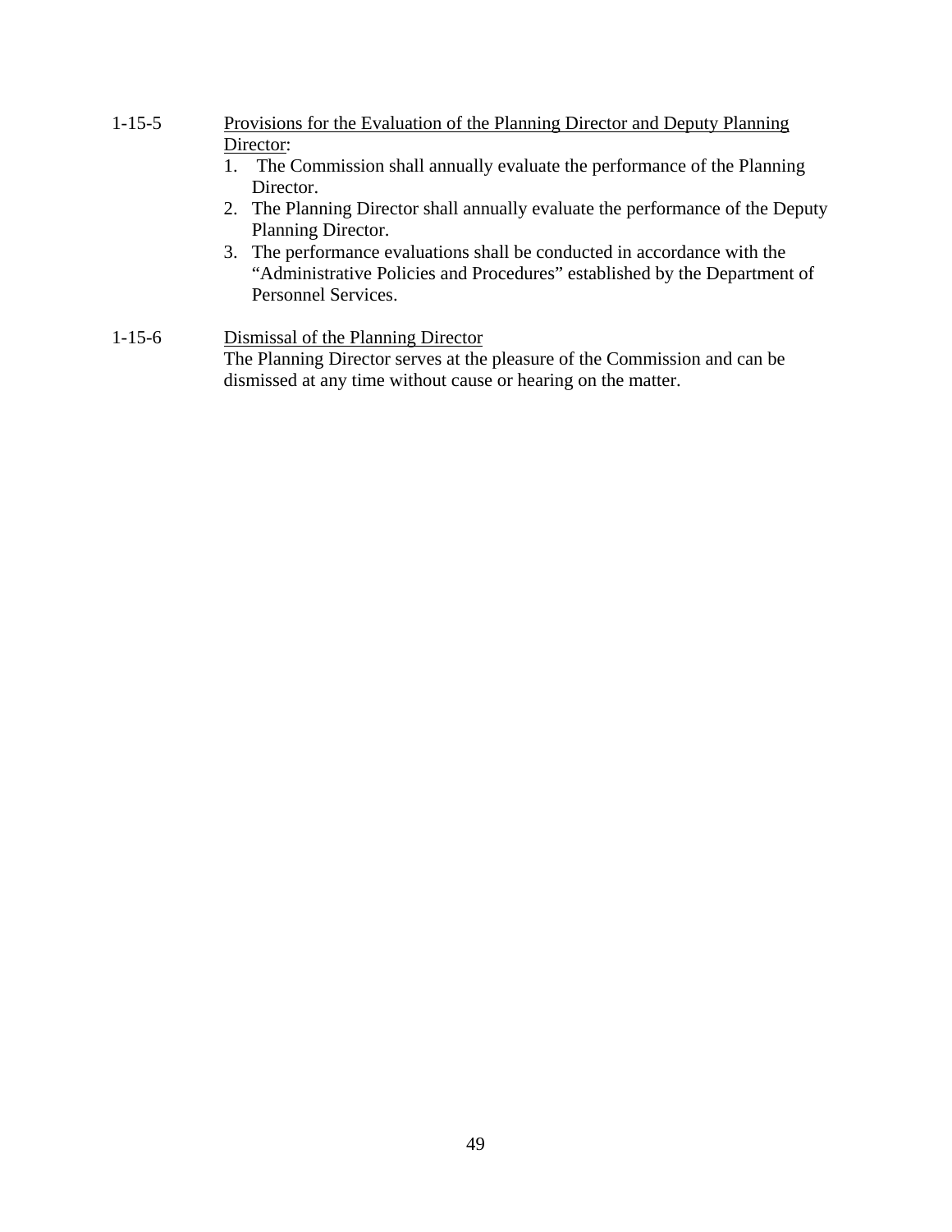1-15-5 <u>Provisions for the Evaluation of the Planning Director and Deputy Planning Director</u>:

1. The Commission shall annually evaluate the performance of the Planning Director.
2. The Planning Director shall annually evaluate the performance of the Deputy Planning Director.
3. The performance evaluations shall be conducted in accordance with the "Administrative Policies and Procedures" established by the Department of Personnel Services.

1-15-6 <u>Dismissal of the Planning Director</u>

The Planning Director serves at the pleasure of the Commission and can be dismissed at any time without cause or hearing on the matter.